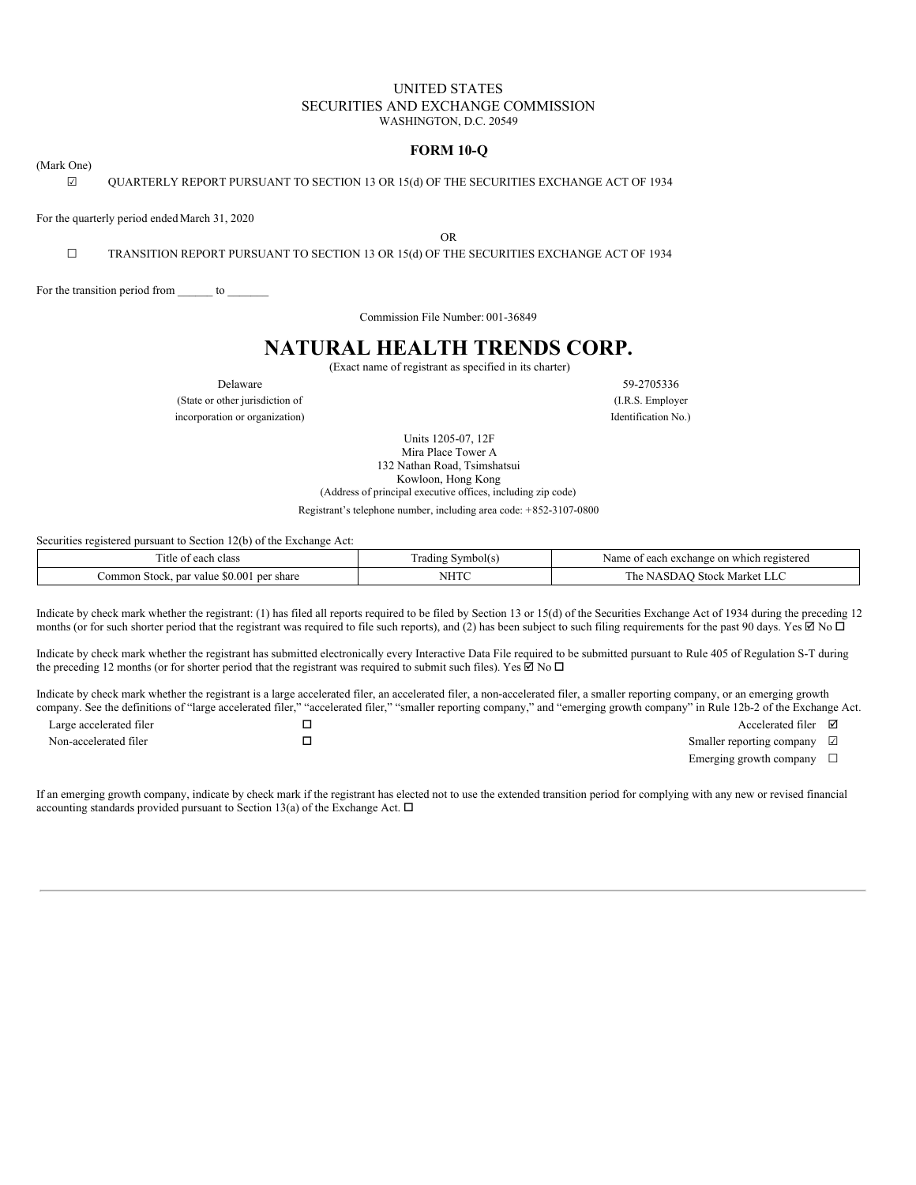UNITED STATES
SECURITIES AND EXCHANGE COMMISSION
WASHINGTON, D.C. 20549

**FORM 10-Q**

(Mark One)

☑ QUARTERLY REPORT PURSUANT TO SECTION 13 OR 15(d) OF THE SECURITIES EXCHANGE ACT OF 1934

For the quarterly period ended March 31, 2020

OR

☐ TRANSITION REPORT PURSUANT TO SECTION 13 OR 15(d) OF THE SECURITIES EXCHANGE ACT OF 1934

For the transition period from ______ to _______

Commission File Number: 001-36849

# NATURAL HEALTH TRENDS CORP.

(Exact name of registrant as specified in its charter)

| Delaware | 59-2705336 |
|---|---|
| (State or other jurisdiction of incorporation or organization) | (I.R.S. Employer Identification No.) |

Units 1205-07, 12F
Mira Place Tower A
132 Nathan Road, Tsimshatsui
Kowloon, Hong Kong
(Address of principal executive offices, including zip code)

Registrant's telephone number, including area code: +852-3107-0800

Securities registered pursuant to Section 12(b) of the Exchange Act:

| Title of each class | Trading Symbol(s) | Name of each exchange on which registered |
|---|---|---|
| Common Stock, par value $0.001 per share | NHTC | The NASDAQ Stock Market LLC |

Indicate by check mark whether the registrant: (1) has filed all reports required to be filed by Section 13 or 15(d) of the Securities Exchange Act of 1934 during the preceding 12 months (or for such shorter period that the registrant was required to file such reports), and (2) has been subject to such filing requirements for the past 90 days. Yes ☑ No ☐

Indicate by check mark whether the registrant has submitted electronically every Interactive Data File required to be submitted pursuant to Rule 405 of Regulation S-T during the preceding 12 months (or for shorter period that the registrant was required to submit such files). Yes ☑ No ☐

Indicate by check mark whether the registrant is a large accelerated filer, an accelerated filer, a non-accelerated filer, a smaller reporting company, or an emerging growth company. See the definitions of "large accelerated filer," "accelerated filer," "smaller reporting company," and "emerging growth company" in Rule 12b-2 of the Exchange Act.

| | | | |
|---|---|---|---|
| Large accelerated filer | ☐ | Accelerated filer | ☑ |
| Non-accelerated filer | ☐ | Smaller reporting company | ☑ |
| | | Emerging growth company | ☐ |

If an emerging growth company, indicate by check mark if the registrant has elected not to use the extended transition period for complying with any new or revised financial accounting standards provided pursuant to Section 13(a) of the Exchange Act. ☐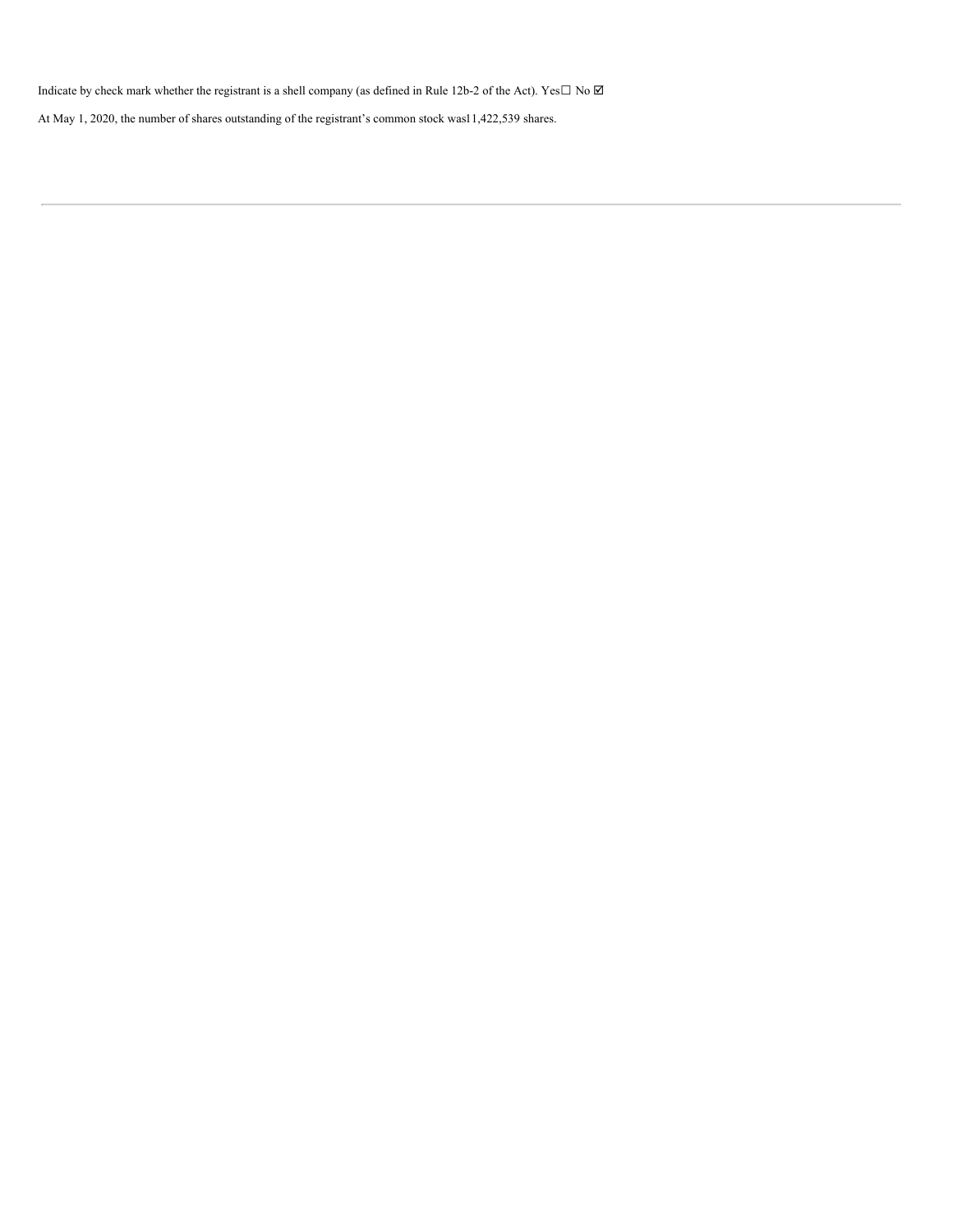Indicate by check mark whether the registrant is a shell company (as defined in Rule 12b-2 of the Act). Yes☐ No ☑

At May 1, 2020, the number of shares outstanding of the registrant's common stock was11,422,539 shares.

---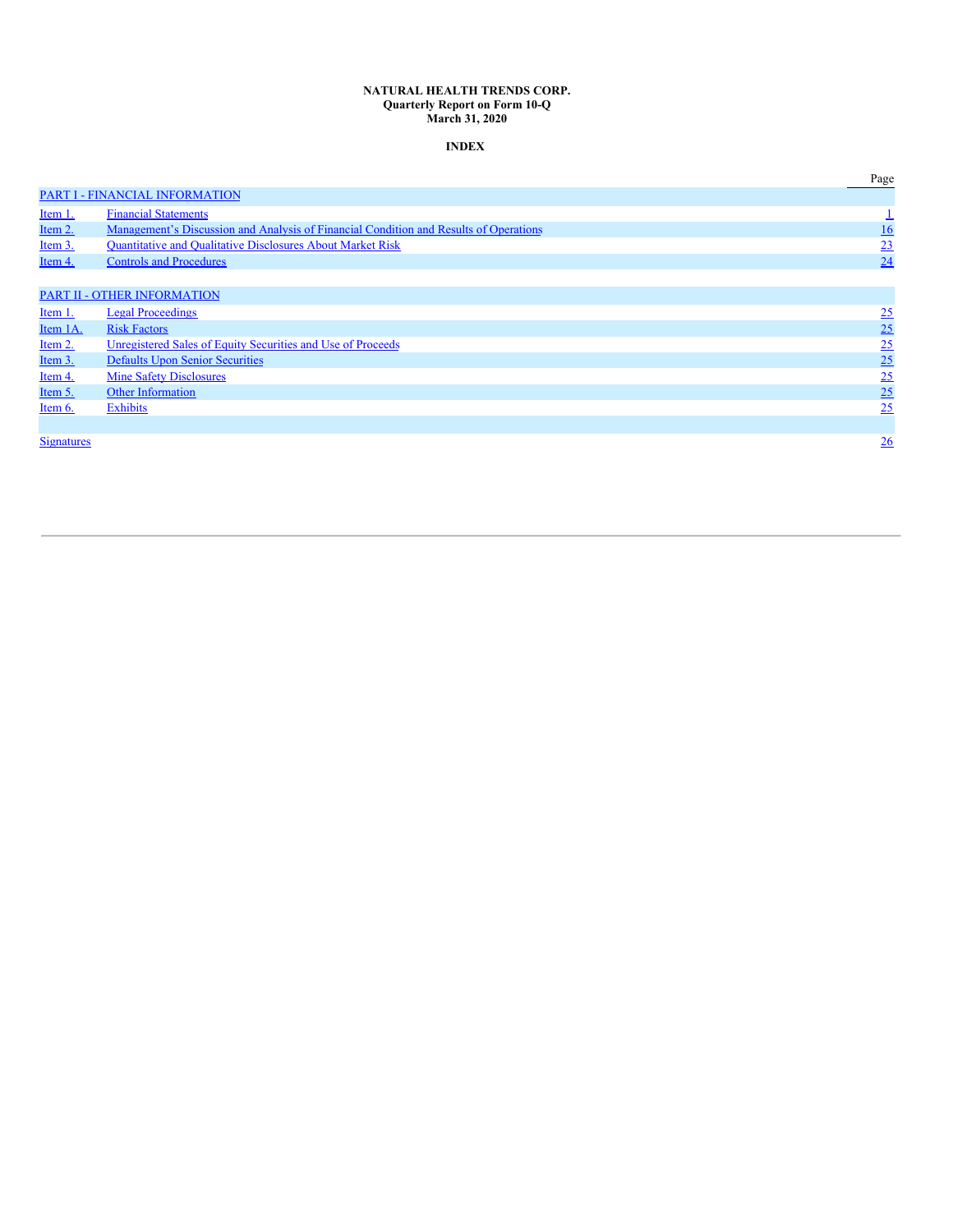**NATURAL HEALTH TRENDS CORP.**
**Quarterly Report on Form 10-Q**
**March 31, 2020**

**INDEX**

| | | Page |
|---|---|---|
| PART I - FINANCIAL INFORMATION | | |
| Item 1. | Financial Statements | 1 |
| Item 2. | Management's Discussion and Analysis of Financial Condition and Results of Operations | 16 |
| Item 3. | Quantitative and Qualitative Disclosures About Market Risk | 23 |
| Item 4. | Controls and Procedures | 24 |
| | | |
| PART II - OTHER INFORMATION | | |
| Item 1. | Legal Proceedings | 25 |
| Item 1A. | Risk Factors | 25 |
| Item 2. | Unregistered Sales of Equity Securities and Use of Proceeds | 25 |
| Item 3. | Defaults Upon Senior Securities | 25 |
| Item 4. | Mine Safety Disclosures | 25 |
| Item 5. | Other Information | 25 |
| Item 6. | Exhibits | 25 |
| | | |
| Signatures | | 26 |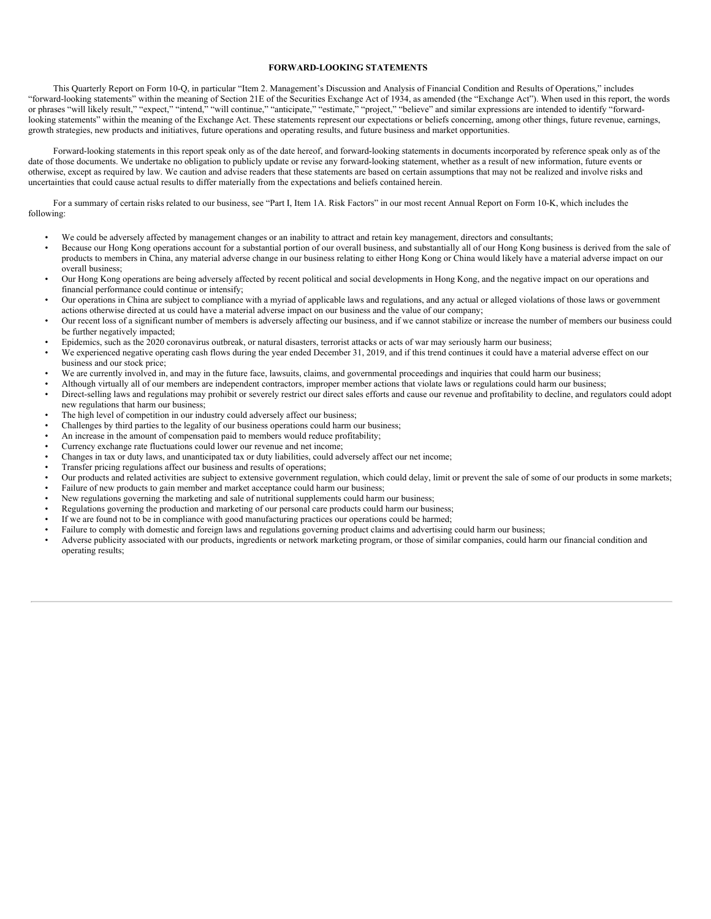## FORWARD-LOOKING STATEMENTS

This Quarterly Report on Form 10-Q, in particular "Item 2. Management's Discussion and Analysis of Financial Condition and Results of Operations," includes "forward-looking statements" within the meaning of Section 21E of the Securities Exchange Act of 1934, as amended (the "Exchange Act"). When used in this report, the words or phrases "will likely result," "expect," "intend," "will continue," "anticipate," "estimate," "project," "believe" and similar expressions are intended to identify "forward-looking statements" within the meaning of the Exchange Act. These statements represent our expectations or beliefs concerning, among other things, future revenue, earnings, growth strategies, new products and initiatives, future operations and operating results, and future business and market opportunities.

Forward-looking statements in this report speak only as of the date hereof, and forward-looking statements in documents incorporated by reference speak only as of the date of those documents. We undertake no obligation to publicly update or revise any forward-looking statement, whether as a result of new information, future events or otherwise, except as required by law. We caution and advise readers that these statements are based on certain assumptions that may not be realized and involve risks and uncertainties that could cause actual results to differ materially from the expectations and beliefs contained herein.

For a summary of certain risks related to our business, see "Part I, Item 1A. Risk Factors" in our most recent Annual Report on Form 10-K, which includes the following:

- We could be adversely affected by management changes or an inability to attract and retain key management, directors and consultants;
- Because our Hong Kong operations account for a substantial portion of our overall business, and substantially all of our Hong Kong business is derived from the sale of products to members in China, any material adverse change in our business relating to either Hong Kong or China would likely have a material adverse impact on our overall business;
- Our Hong Kong operations are being adversely affected by recent political and social developments in Hong Kong, and the negative impact on our operations and financial performance could continue or intensify;
- Our operations in China are subject to compliance with a myriad of applicable laws and regulations, and any actual or alleged violations of those laws or government actions otherwise directed at us could have a material adverse impact on our business and the value of our company;
- Our recent loss of a significant number of members is adversely affecting our business, and if we cannot stabilize or increase the number of members our business could be further negatively impacted;
- Epidemics, such as the 2020 coronavirus outbreak, or natural disasters, terrorist attacks or acts of war may seriously harm our business;
- We experienced negative operating cash flows during the year ended December 31, 2019, and if this trend continues it could have a material adverse effect on our business and our stock price;
- We are currently involved in, and may in the future face, lawsuits, claims, and governmental proceedings and inquiries that could harm our business;
- Although virtually all of our members are independent contractors, improper member actions that violate laws or regulations could harm our business;
- Direct-selling laws and regulations may prohibit or severely restrict our direct sales efforts and cause our revenue and profitability to decline, and regulators could adopt new regulations that harm our business;
- The high level of competition in our industry could adversely affect our business;
- Challenges by third parties to the legality of our business operations could harm our business;
- An increase in the amount of compensation paid to members would reduce profitability;
- Currency exchange rate fluctuations could lower our revenue and net income;
- Changes in tax or duty laws, and unanticipated tax or duty liabilities, could adversely affect our net income;
- Transfer pricing regulations affect our business and results of operations;
- Our products and related activities are subject to extensive government regulation, which could delay, limit or prevent the sale of some of our products in some markets;
- Failure of new products to gain member and market acceptance could harm our business;
- New regulations governing the marketing and sale of nutritional supplements could harm our business;
- Regulations governing the production and marketing of our personal care products could harm our business;
- If we are found not to be in compliance with good manufacturing practices our operations could be harmed;
- Failure to comply with domestic and foreign laws and regulations governing product claims and advertising could harm our business;
- Adverse publicity associated with our products, ingredients or network marketing program, or those of similar companies, could harm our financial condition and operating results;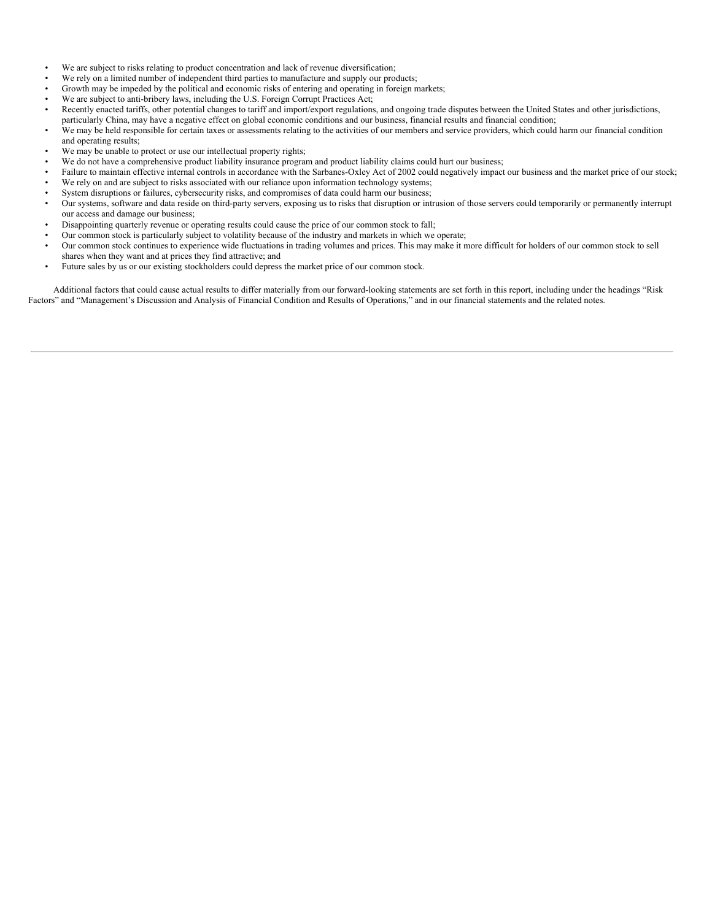- We are subject to risks relating to product concentration and lack of revenue diversification;
- We rely on a limited number of independent third parties to manufacture and supply our products;
- Growth may be impeded by the political and economic risks of entering and operating in foreign markets;
- We are subject to anti-bribery laws, including the U.S. Foreign Corrupt Practices Act;
- Recently enacted tariffs, other potential changes to tariff and import/export regulations, and ongoing trade disputes between the United States and other jurisdictions, particularly China, may have a negative effect on global economic conditions and our business, financial results and financial condition;
- We may be held responsible for certain taxes or assessments relating to the activities of our members and service providers, which could harm our financial condition and operating results;
- We may be unable to protect or use our intellectual property rights;
- We do not have a comprehensive product liability insurance program and product liability claims could hurt our business;
- Failure to maintain effective internal controls in accordance with the Sarbanes-Oxley Act of 2002 could negatively impact our business and the market price of our stock;
- We rely on and are subject to risks associated with our reliance upon information technology systems;
- System disruptions or failures, cybersecurity risks, and compromises of data could harm our business;
- Our systems, software and data reside on third-party servers, exposing us to risks that disruption or intrusion of those servers could temporarily or permanently interrupt our access and damage our business;
- Disappointing quarterly revenue or operating results could cause the price of our common stock to fall;
- Our common stock is particularly subject to volatility because of the industry and markets in which we operate;
- Our common stock continues to experience wide fluctuations in trading volumes and prices. This may make it more difficult for holders of our common stock to sell shares when they want and at prices they find attractive; and
- Future sales by us or our existing stockholders could depress the market price of our common stock.

Additional factors that could cause actual results to differ materially from our forward-looking statements are set forth in this report, including under the headings "Risk Factors" and "Management's Discussion and Analysis of Financial Condition and Results of Operations," and in our financial statements and the related notes.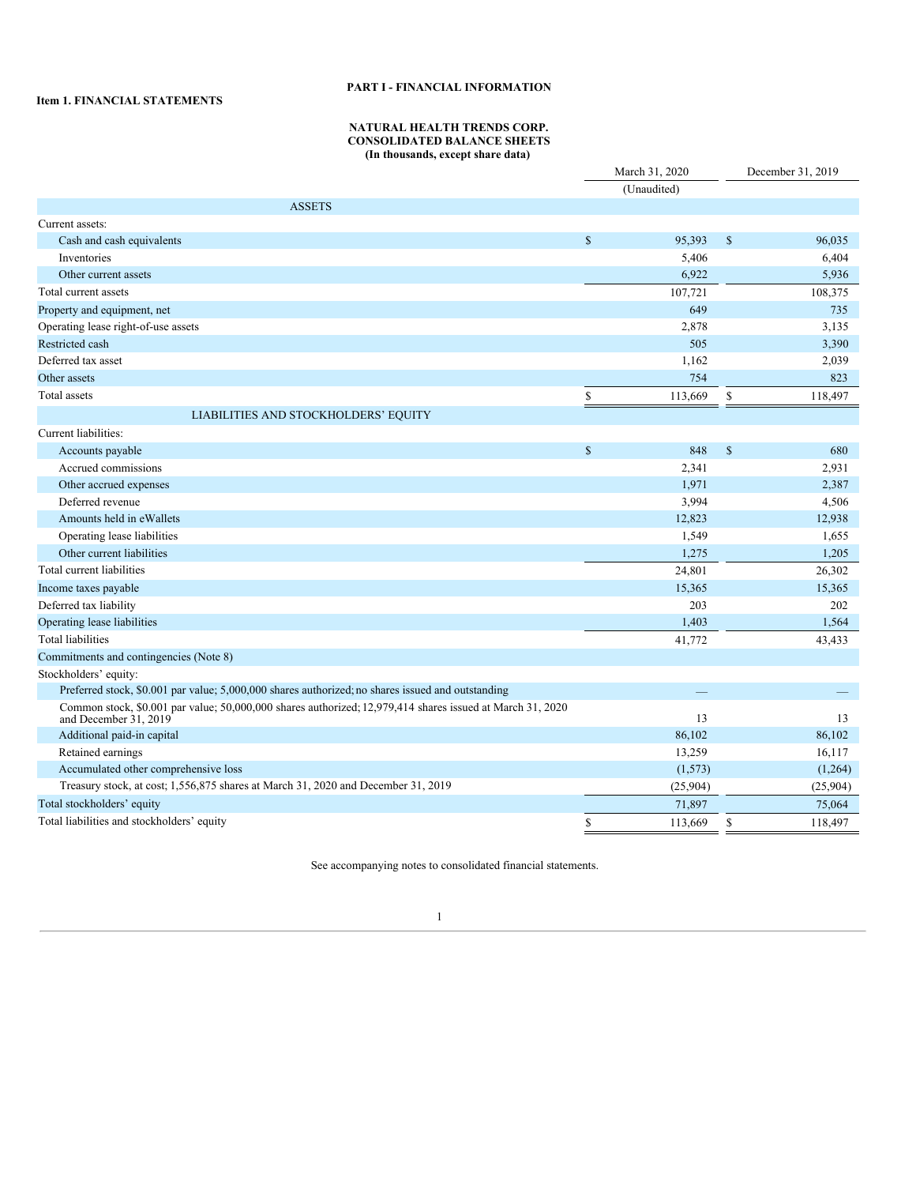## PART I - FINANCIAL INFORMATION

**Item 1. FINANCIAL STATEMENTS**

**NATURAL HEALTH TRENDS CORP.**
**CONSOLIDATED BALANCE SHEETS**
**(In thousands, except share data)**

| | March 31, 2020 | December 31, 2019 |
|---|---|---|
| | (Unaudited) | |
| ASSETS | | |
| Current assets: | | |
| Cash and cash equivalents | $ 95,393 | $ 96,035 |
| Inventories | 5,406 | 6,404 |
| Other current assets | 6,922 | 5,936 |
| Total current assets | 107,721 | 108,375 |
| Property and equipment, net | 649 | 735 |
| Operating lease right-of-use assets | 2,878 | 3,135 |
| Restricted cash | 505 | 3,390 |
| Deferred tax asset | 1,162 | 2,039 |
| Other assets | 754 | 823 |
| Total assets | $ 113,669 | $ 118,497 |
| LIABILITIES AND STOCKHOLDERS' EQUITY | | |
| Current liabilities: | | |
| Accounts payable | $ 848 | $ 680 |
| Accrued commissions | 2,341 | 2,931 |
| Other accrued expenses | 1,971 | 2,387 |
| Deferred revenue | 3,994 | 4,506 |
| Amounts held in eWallets | 12,823 | 12,938 |
| Operating lease liabilities | 1,549 | 1,655 |
| Other current liabilities | 1,275 | 1,205 |
| Total current liabilities | 24,801 | 26,302 |
| Income taxes payable | 15,365 | 15,365 |
| Deferred tax liability | 203 | 202 |
| Operating lease liabilities | 1,403 | 1,564 |
| Total liabilities | 41,772 | 43,433 |
| Commitments and contingencies (Note 8) | | |
| Stockholders' equity: | | |
| Preferred stock, $0.001 par value; 5,000,000 shares authorized; no shares issued and outstanding | — | — |
| Common stock, $0.001 par value; 50,000,000 shares authorized; 12,979,414 shares issued at March 31, 2020 and December 31, 2019 | 13 | 13 |
| Additional paid-in capital | 86,102 | 86,102 |
| Retained earnings | 13,259 | 16,117 |
| Accumulated other comprehensive loss | (1,573) | (1,264) |
| Treasury stock, at cost; 1,556,875 shares at March 31, 2020 and December 31, 2019 | (25,904) | (25,904) |
| Total stockholders' equity | 71,897 | 75,064 |
| Total liabilities and stockholders' equity | $ 113,669 | $ 118,497 |

See accompanying notes to consolidated financial statements.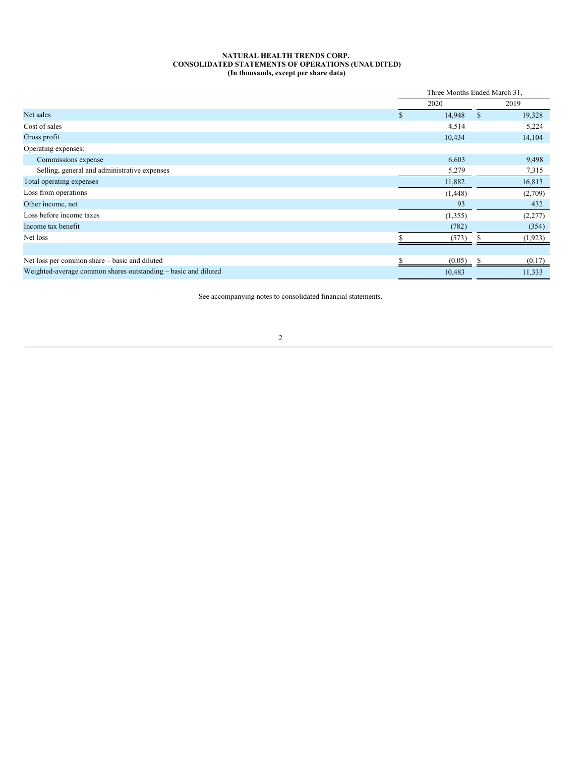**NATURAL HEALTH TRENDS CORP.**
**CONSOLIDATED STATEMENTS OF OPERATIONS (UNAUDITED)**
**(In thousands, except per share data)**

| | Three Months Ended March 31, | |
|---|---|---|
| | 2020 | 2019 |
| Net sales | $ 14,948 | $ 19,328 |
| Cost of sales | 4,514 | 5,224 |
| Gross profit | 10,434 | 14,104 |
| Operating expenses: | | |
| Commissions expense | 6,603 | 9,498 |
| Selling, general and administrative expenses | 5,279 | 7,315 |
| Total operating expenses | 11,882 | 16,813 |
| Loss from operations | (1,448) | (2,709) |
| Other income, net | 93 | 432 |
| Loss before income taxes | (1,355) | (2,277) |
| Income tax benefit | (782) | (354) |
| Net loss | $ (573) | $ (1,923) |
| | | |
| Net loss per common share – basic and diluted | $ (0.05) | $ (0.17) |
| Weighted-average common shares outstanding – basic and diluted | 10,483 | 11,333 |

See accompanying notes to consolidated financial statements.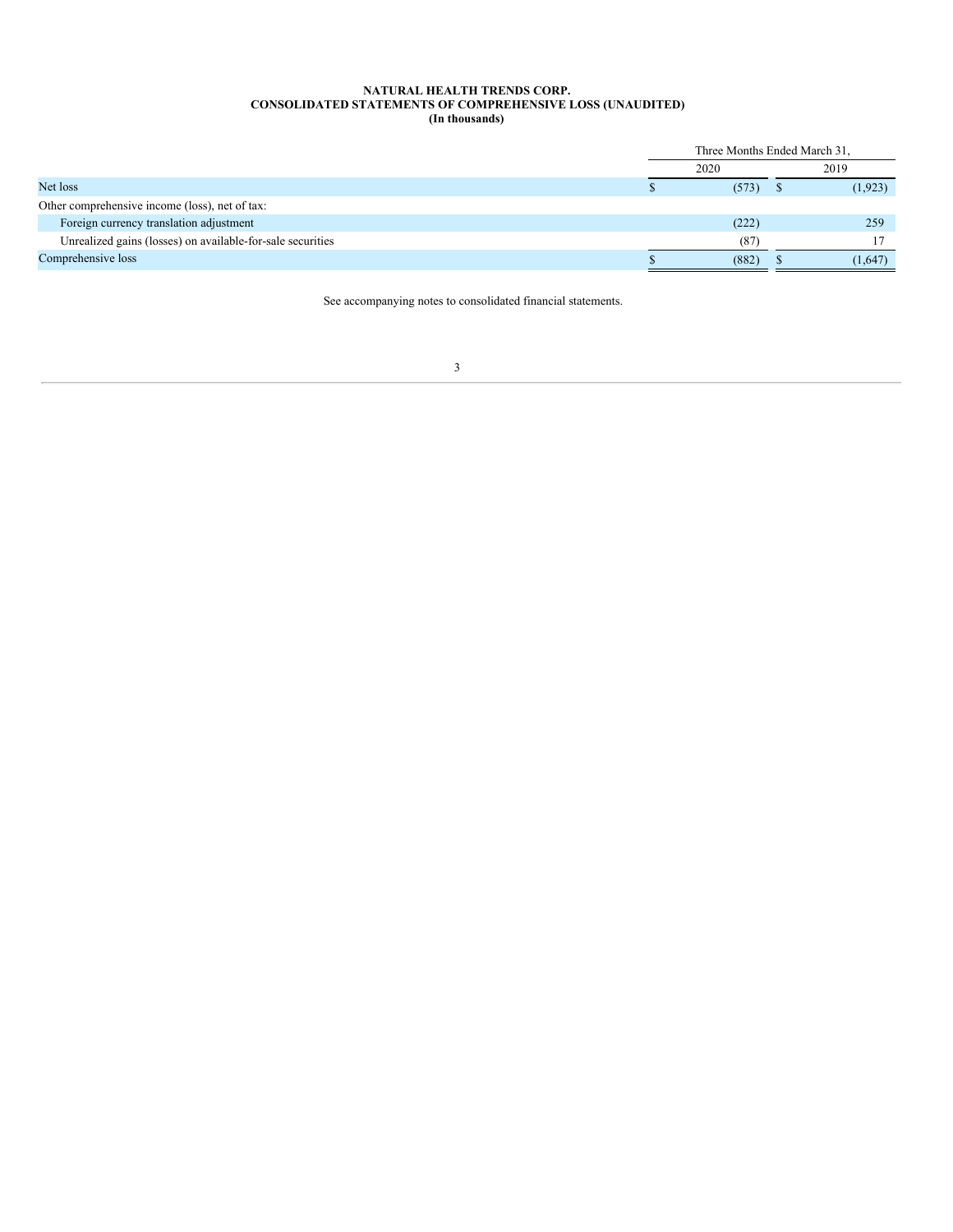**NATURAL HEALTH TRENDS CORP.**
**CONSOLIDATED STATEMENTS OF COMPREHENSIVE LOSS (UNAUDITED)**
**(In thousands)**

| | Three Months Ended March 31, | |
|---|---|---|
| | 2020 | 2019 |
| Net loss | $ (573) | $ (1,923) |
| Other comprehensive income (loss), net of tax: | | |
| Foreign currency translation adjustment | (222) | 259 |
| Unrealized gains (losses) on available-for-sale securities | (87) | 17 |
| Comprehensive loss | $ (882) | $ (1,647) |

See accompanying notes to consolidated financial statements.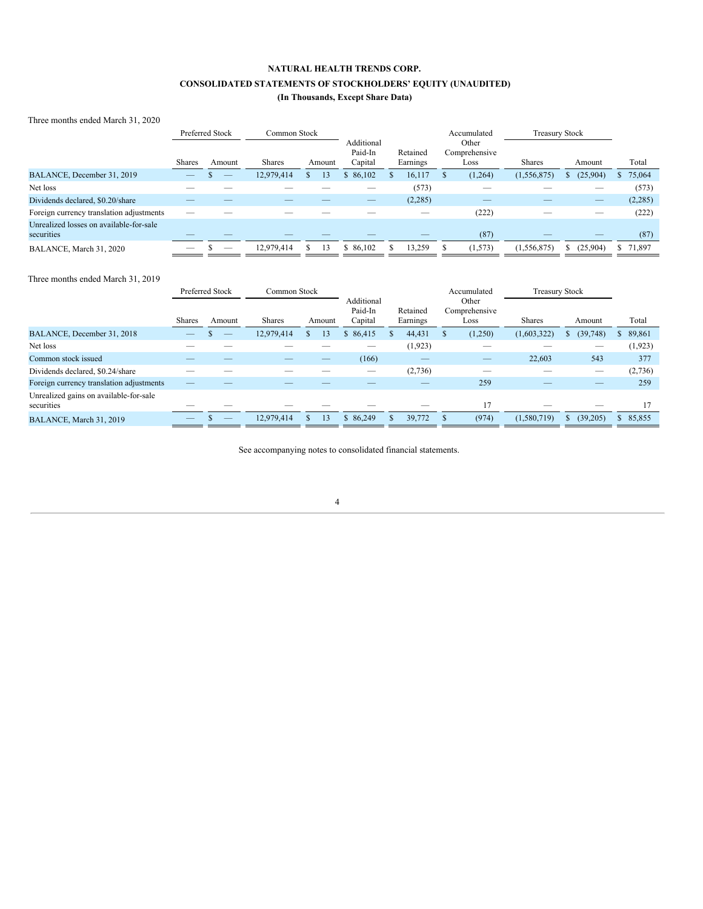# NATURAL HEALTH TRENDS CORP.

## CONSOLIDATED STATEMENTS OF STOCKHOLDERS' EQUITY (UNAUDITED)

### (In Thousands, Except Share Data)

Three months ended March 31, 2020

| | Preferred Stock | | Common Stock | | Additional Paid-In Capital | Retained Earnings | Accumulated Other Comprehensive Loss | Treasury Stock | | Total |
|---|---|---|---|---|---|---|---|---|---|---|
| | Shares | Amount | Shares | Amount | | | | Shares | Amount | |
| BALANCE, December 31, 2019 | — | $ — | 12,979,414 | $ 13 | $ 86,102 | $ 16,117 | $ (1,264) | (1,556,875) | $ (25,904) | $ 75,064 |
| Net loss | — | — | — | — | — | (573) | — | — | — | (573) |
| Dividends declared, $0.20/share | — | — | — | — | — | (2,285) | — | — | — | (2,285) |
| Foreign currency translation adjustments | — | — | — | — | — | — | (222) | — | — | (222) |
| Unrealized losses on available-for-sale securities | — | — | — | — | — | — | (87) | — | — | (87) |
| BALANCE, March 31, 2020 | — | $ — | 12,979,414 | $ 13 | $ 86,102 | $ 13,259 | $ (1,573) | (1,556,875) | $ (25,904) | $ 71,897 |

Three months ended March 31, 2019

| | Preferred Stock | | Common Stock | | Additional Paid-In Capital | Retained Earnings | Accumulated Other Comprehensive Loss | Treasury Stock | | Total |
|---|---|---|---|---|---|---|---|---|---|---|
| | Shares | Amount | Shares | Amount | | | | Shares | Amount | |
| BALANCE, December 31, 2018 | — | $ — | 12,979,414 | $ 13 | $ 86,415 | $ 44,431 | $ (1,250) | (1,603,322) | $ (39,748) | $ 89,861 |
| Net loss | — | — | — | — | — | (1,923) | — | — | — | (1,923) |
| Common stock issued | — | — | — | — | (166) | — | — | 22,603 | 543 | 377 |
| Dividends declared, $0.24/share | — | — | — | — | — | (2,736) | — | — | — | (2,736) |
| Foreign currency translation adjustments | — | — | — | — | — | — | 259 | — | — | 259 |
| Unrealized gains on available-for-sale securities | — | — | — | — | — | — | 17 | — | — | 17 |
| BALANCE, March 31, 2019 | — | $ — | 12,979,414 | $ 13 | $ 86,249 | $ 39,772 | $ (974) | (1,580,719) | $ (39,205) | $ 85,855 |

See accompanying notes to consolidated financial statements.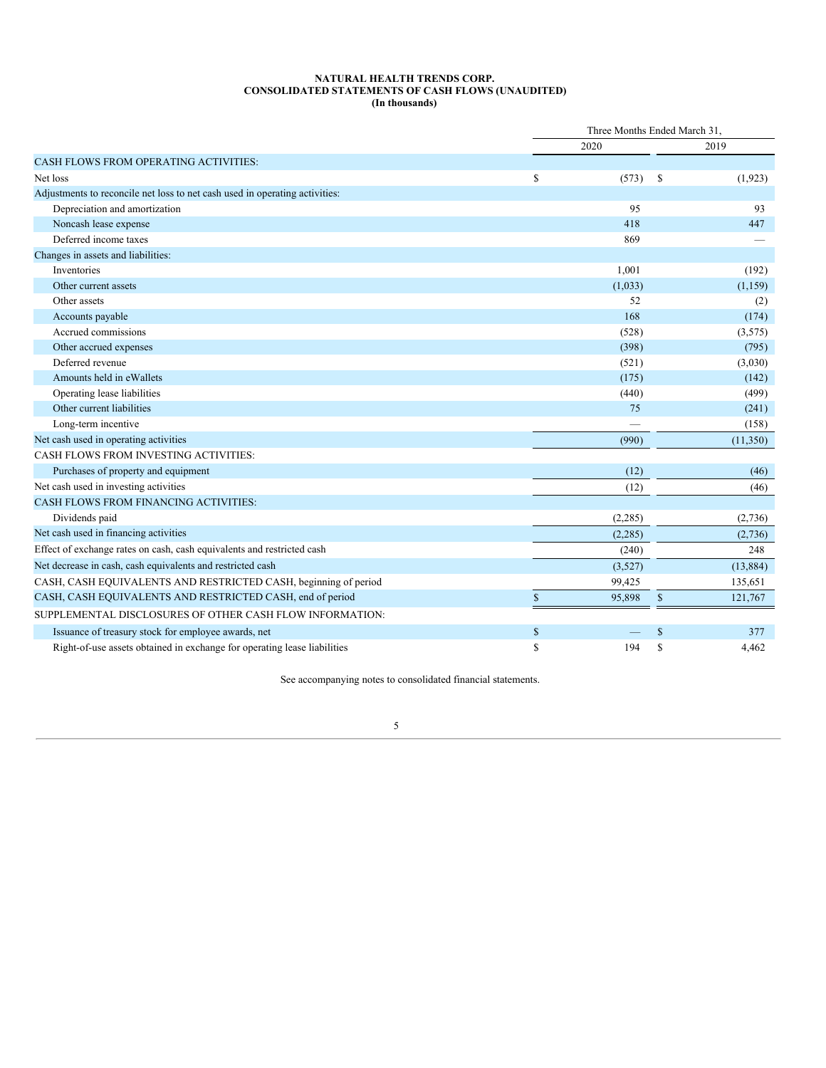**NATURAL HEALTH TRENDS CORP.**
**CONSOLIDATED STATEMENTS OF CASH FLOWS (UNAUDITED)**
**(In thousands)**

| | Three Months Ended March 31, | |
|---|---|---|
| | 2020 | 2019 |
| CASH FLOWS FROM OPERATING ACTIVITIES: | | |
| Net loss | $ (573) | $ (1,923) |
| Adjustments to reconcile net loss to net cash used in operating activities: | | |
| Depreciation and amortization | 95 | 93 |
| Noncash lease expense | 418 | 447 |
| Deferred income taxes | 869 | — |
| Changes in assets and liabilities: | | |
| Inventories | 1,001 | (192) |
| Other current assets | (1,033) | (1,159) |
| Other assets | 52 | (2) |
| Accounts payable | 168 | (174) |
| Accrued commissions | (528) | (3,575) |
| Other accrued expenses | (398) | (795) |
| Deferred revenue | (521) | (3,030) |
| Amounts held in eWallets | (175) | (142) |
| Operating lease liabilities | (440) | (499) |
| Other current liabilities | 75 | (241) |
| Long-term incentive | — | (158) |
| Net cash used in operating activities | (990) | (11,350) |
| CASH FLOWS FROM INVESTING ACTIVITIES: | | |
| Purchases of property and equipment | (12) | (46) |
| Net cash used in investing activities | (12) | (46) |
| CASH FLOWS FROM FINANCING ACTIVITIES: | | |
| Dividends paid | (2,285) | (2,736) |
| Net cash used in financing activities | (2,285) | (2,736) |
| Effect of exchange rates on cash, cash equivalents and restricted cash | (240) | 248 |
| Net decrease in cash, cash equivalents and restricted cash | (3,527) | (13,884) |
| CASH, CASH EQUIVALENTS AND RESTRICTED CASH, beginning of period | 99,425 | 135,651 |
| CASH, CASH EQUIVALENTS AND RESTRICTED CASH, end of period | $ 95,898 | $ 121,767 |
| SUPPLEMENTAL DISCLOSURES OF OTHER CASH FLOW INFORMATION: | | |
| Issuance of treasury stock for employee awards, net | $ — | $ 377 |
| Right-of-use assets obtained in exchange for operating lease liabilities | $ 194 | $ 4,462 |

See accompanying notes to consolidated financial statements.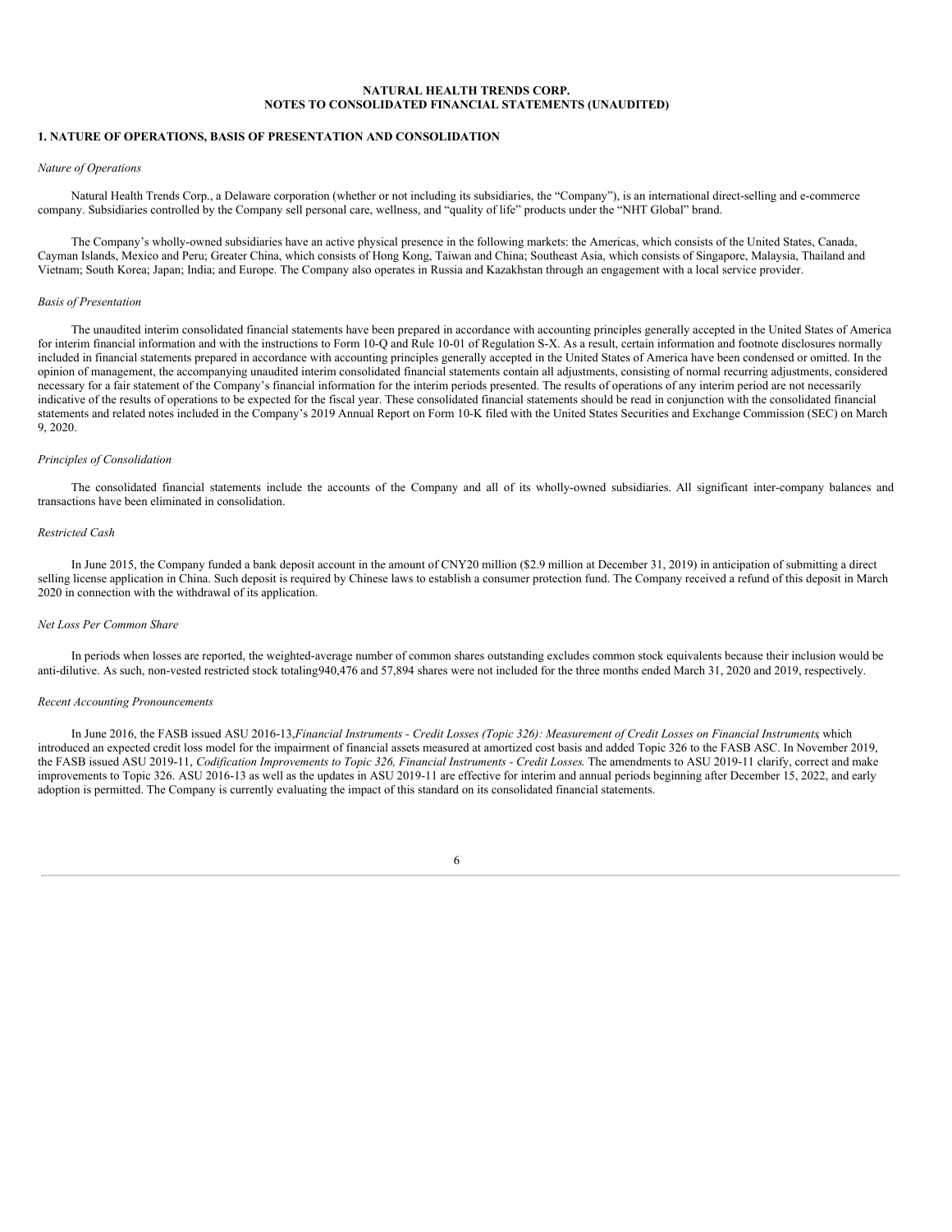**NATURAL HEALTH TRENDS CORP.**
**NOTES TO CONSOLIDATED FINANCIAL STATEMENTS (UNAUDITED)**

## 1. NATURE OF OPERATIONS, BASIS OF PRESENTATION AND CONSOLIDATION

*Nature of Operations*

Natural Health Trends Corp., a Delaware corporation (whether or not including its subsidiaries, the "Company"), is an international direct-selling and e-commerce company. Subsidiaries controlled by the Company sell personal care, wellness, and "quality of life" products under the "NHT Global" brand.

The Company's wholly-owned subsidiaries have an active physical presence in the following markets: the Americas, which consists of the United States, Canada, Cayman Islands, Mexico and Peru; Greater China, which consists of Hong Kong, Taiwan and China; Southeast Asia, which consists of Singapore, Malaysia, Thailand and Vietnam; South Korea; Japan; India; and Europe. The Company also operates in Russia and Kazakhstan through an engagement with a local service provider.

*Basis of Presentation*

The unaudited interim consolidated financial statements have been prepared in accordance with accounting principles generally accepted in the United States of America for interim financial information and with the instructions to Form 10-Q and Rule 10-01 of Regulation S-X. As a result, certain information and footnote disclosures normally included in financial statements prepared in accordance with accounting principles generally accepted in the United States of America have been condensed or omitted. In the opinion of management, the accompanying unaudited interim consolidated financial statements contain all adjustments, consisting of normal recurring adjustments, considered necessary for a fair statement of the Company's financial information for the interim periods presented. The results of operations of any interim period are not necessarily indicative of the results of operations to be expected for the fiscal year. These consolidated financial statements should be read in conjunction with the consolidated financial statements and related notes included in the Company's 2019 Annual Report on Form 10-K filed with the United States Securities and Exchange Commission (SEC) on March 9, 2020.

*Principles of Consolidation*

The consolidated financial statements include the accounts of the Company and all of its wholly-owned subsidiaries. All significant inter-company balances and transactions have been eliminated in consolidation.

*Restricted Cash*

In June 2015, the Company funded a bank deposit account in the amount of CNY20 million ($2.9 million at December 31, 2019) in anticipation of submitting a direct selling license application in China. Such deposit is required by Chinese laws to establish a consumer protection fund. The Company received a refund of this deposit in March 2020 in connection with the withdrawal of its application.

*Net Loss Per Common Share*

In periods when losses are reported, the weighted-average number of common shares outstanding excludes common stock equivalents because their inclusion would be anti-dilutive. As such, non-vested restricted stock totaling940,476 and 57,894 shares were not included for the three months ended March 31, 2020 and 2019, respectively.

*Recent Accounting Pronouncements*

In June 2016, the FASB issued ASU 2016-13,*Financial Instruments - Credit Losses (Topic 326): Measurement of Credit Losses on Financial Instruments*, which introduced an expected credit loss model for the impairment of financial assets measured at amortized cost basis and added Topic 326 to the FASB ASC. In November 2019, the FASB issued ASU 2019-11, *Codification Improvements to Topic 326, Financial Instruments - Credit Losses*. The amendments to ASU 2019-11 clarify, correct and make improvements to Topic 326. ASU 2016-13 as well as the updates in ASU 2019-11 are effective for interim and annual periods beginning after December 15, 2022, and early adoption is permitted. The Company is currently evaluating the impact of this standard on its consolidated financial statements.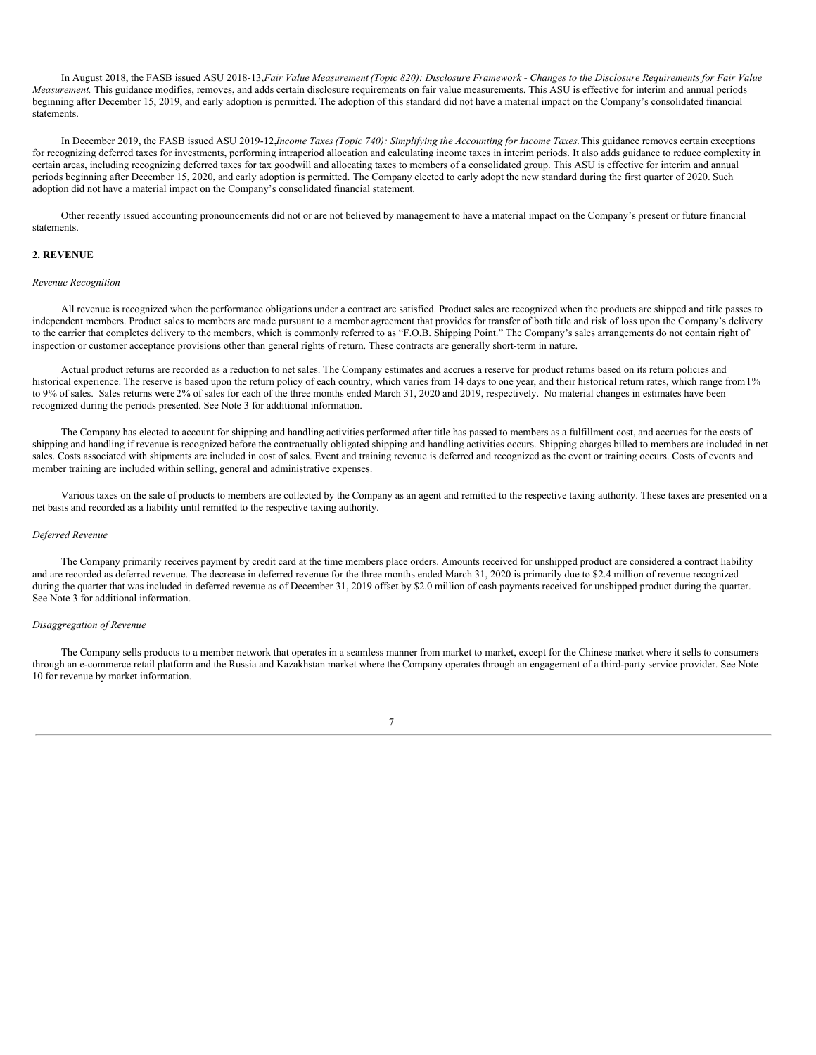In August 2018, the FASB issued ASU 2018-13, *Fair Value Measurement (Topic 820): Disclosure Framework - Changes to the Disclosure Requirements for Fair Value Measurement.* This guidance modifies, removes, and adds certain disclosure requirements on fair value measurements. This ASU is effective for interim and annual periods beginning after December 15, 2019, and early adoption is permitted. The adoption of this standard did not have a material impact on the Company's consolidated financial statements.

In December 2019, the FASB issued ASU 2019-12, *Income Taxes (Topic 740): Simplifying the Accounting for Income Taxes.* This guidance removes certain exceptions for recognizing deferred taxes for investments, performing intraperiod allocation and calculating income taxes in interim periods. It also adds guidance to reduce complexity in certain areas, including recognizing deferred taxes for tax goodwill and allocating taxes to members of a consolidated group. This ASU is effective for interim and annual periods beginning after December 15, 2020, and early adoption is permitted. The Company elected to early adopt the new standard during the first quarter of 2020. Such adoption did not have a material impact on the Company's consolidated financial statement.

Other recently issued accounting pronouncements did not or are not believed by management to have a material impact on the Company's present or future financial statements.

## 2. REVENUE

*Revenue Recognition*

All revenue is recognized when the performance obligations under a contract are satisfied. Product sales are recognized when the products are shipped and title passes to independent members. Product sales to members are made pursuant to a member agreement that provides for transfer of both title and risk of loss upon the Company's delivery to the carrier that completes delivery to the members, which is commonly referred to as "F.O.B. Shipping Point." The Company's sales arrangements do not contain right of inspection or customer acceptance provisions other than general rights of return. These contracts are generally short-term in nature.

Actual product returns are recorded as a reduction to net sales. The Company estimates and accrues a reserve for product returns based on its return policies and historical experience. The reserve is based upon the return policy of each country, which varies from 14 days to one year, and their historical return rates, which range from 1% to 9% of sales. Sales returns were 2% of sales for each of the three months ended March 31, 2020 and 2019, respectively. No material changes in estimates have been recognized during the periods presented. See Note 3 for additional information.

The Company has elected to account for shipping and handling activities performed after title has passed to members as a fulfillment cost, and accrues for the costs of shipping and handling if revenue is recognized before the contractually obligated shipping and handling activities occurs. Shipping charges billed to members are included in net sales. Costs associated with shipments are included in cost of sales. Event and training revenue is deferred and recognized as the event or training occurs. Costs of events and member training are included within selling, general and administrative expenses.

Various taxes on the sale of products to members are collected by the Company as an agent and remitted to the respective taxing authority. These taxes are presented on a net basis and recorded as a liability until remitted to the respective taxing authority.

*Deferred Revenue*

The Company primarily receives payment by credit card at the time members place orders. Amounts received for unshipped product are considered a contract liability and are recorded as deferred revenue. The decrease in deferred revenue for the three months ended March 31, 2020 is primarily due to $2.4 million of revenue recognized during the quarter that was included in deferred revenue as of December 31, 2019 offset by $2.0 million of cash payments received for unshipped product during the quarter. See Note 3 for additional information.

*Disaggregation of Revenue*

The Company sells products to a member network that operates in a seamless manner from market to market, except for the Chinese market where it sells to consumers through an e-commerce retail platform and the Russia and Kazakhstan market where the Company operates through an engagement of a third-party service provider. See Note 10 for revenue by market information.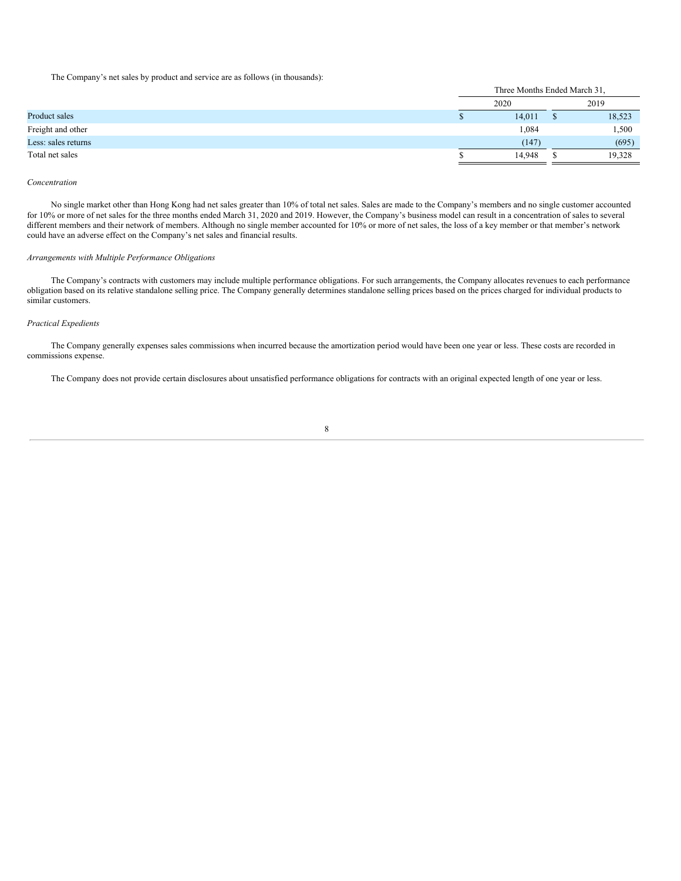The Company's net sales by product and service are as follows (in thousands):

| | Three Months Ended March 31, | |
|---|---|---|
| | 2020 | 2019 |
| Product sales | $ 14,011 | $ 18,523 |
| Freight and other | 1,084 | 1,500 |
| Less: sales returns | (147) | (695) |
| Total net sales | $ 14,948 | $ 19,328 |

*Concentration*

No single market other than Hong Kong had net sales greater than 10% of total net sales. Sales are made to the Company's members and no single customer accounted for 10% or more of net sales for the three months ended March 31, 2020 and 2019. However, the Company's business model can result in a concentration of sales to several different members and their network of members. Although no single member accounted for 10% or more of net sales, the loss of a key member or that member's network could have an adverse effect on the Company's net sales and financial results.

*Arrangements with Multiple Performance Obligations*

The Company's contracts with customers may include multiple performance obligations. For such arrangements, the Company allocates revenues to each performance obligation based on its relative standalone selling price. The Company generally determines standalone selling prices based on the prices charged for individual products to similar customers.

*Practical Expedients*

The Company generally expenses sales commissions when incurred because the amortization period would have been one year or less. These costs are recorded in commissions expense.

The Company does not provide certain disclosures about unsatisfied performance obligations for contracts with an original expected length of one year or less.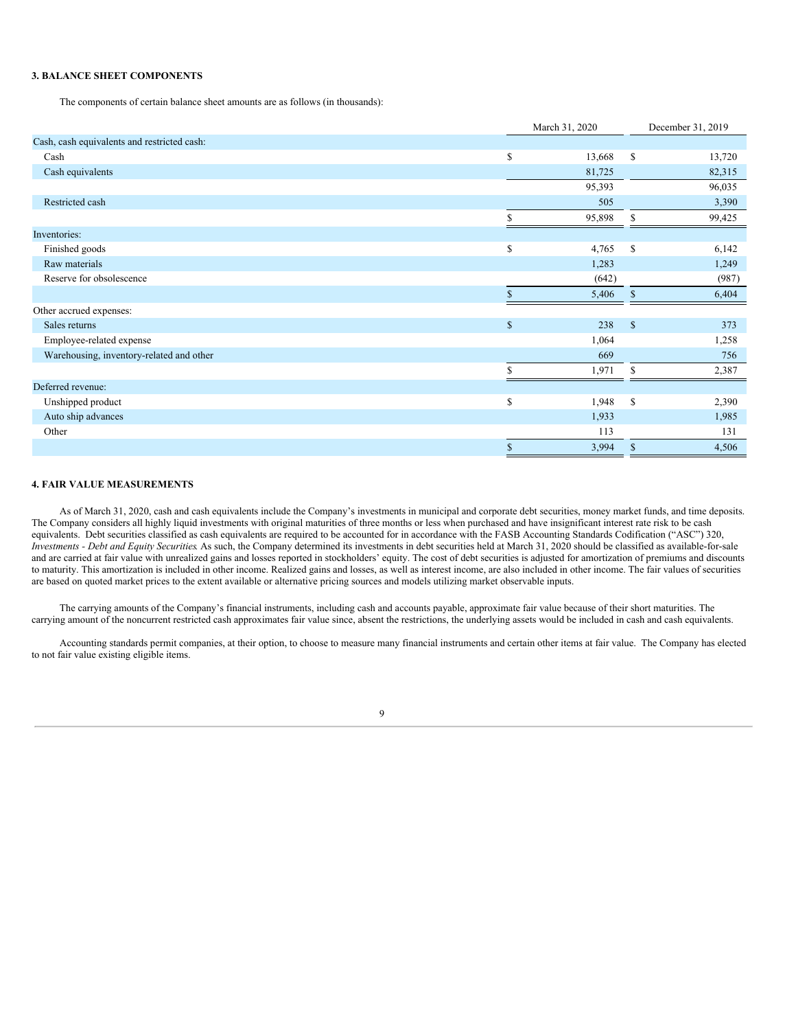### 3. BALANCE SHEET COMPONENTS

The components of certain balance sheet amounts are as follows (in thousands):

| | March 31, 2020 | December 31, 2019 |
|---|---|---|
| Cash, cash equivalents and restricted cash: | | |
| Cash | $ 13,668 | $ 13,720 |
| Cash equivalents | 81,725 | 82,315 |
| | 95,393 | 96,035 |
| Restricted cash | 505 | 3,390 |
| | $ 95,898 | $ 99,425 |
| Inventories: | | |
| Finished goods | $ 4,765 | $ 6,142 |
| Raw materials | 1,283 | 1,249 |
| Reserve for obsolescence | (642) | (987) |
| | $ 5,406 | $ 6,404 |
| Other accrued expenses: | | |
| Sales returns | $ 238 | $ 373 |
| Employee-related expense | 1,064 | 1,258 |
| Warehousing, inventory-related and other | 669 | 756 |
| | $ 1,971 | $ 2,387 |
| Deferred revenue: | | |
| Unshipped product | $ 1,948 | $ 2,390 |
| Auto ship advances | 1,933 | 1,985 |
| Other | 113 | 131 |
| | $ 3,994 | $ 4,506 |

### 4. FAIR VALUE MEASUREMENTS

As of March 31, 2020, cash and cash equivalents include the Company's investments in municipal and corporate debt securities, money market funds, and time deposits. The Company considers all highly liquid investments with original maturities of three months or less when purchased and have insignificant interest rate risk to be cash equivalents. Debt securities classified as cash equivalents are required to be accounted for in accordance with the FASB Accounting Standards Codification ("ASC") 320, *Investments - Debt and Equity Securities*. As such, the Company determined its investments in debt securities held at March 31, 2020 should be classified as available-for-sale and are carried at fair value with unrealized gains and losses reported in stockholders' equity. The cost of debt securities is adjusted for amortization of premiums and discounts to maturity. This amortization is included in other income. Realized gains and losses, as well as interest income, are also included in other income. The fair values of securities are based on quoted market prices to the extent available or alternative pricing sources and models utilizing market observable inputs.

The carrying amounts of the Company's financial instruments, including cash and accounts payable, approximate fair value because of their short maturities. The carrying amount of the noncurrent restricted cash approximates fair value since, absent the restrictions, the underlying assets would be included in cash and cash equivalents.

Accounting standards permit companies, at their option, to choose to measure many financial instruments and certain other items at fair value. The Company has elected to not fair value existing eligible items.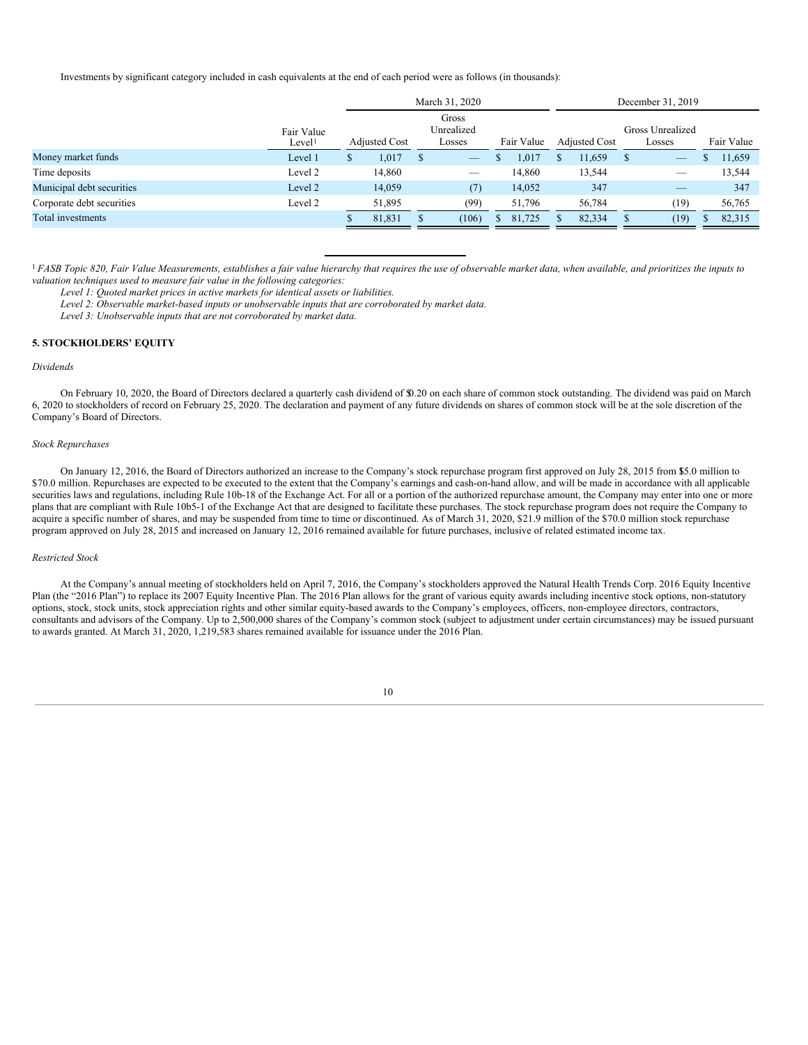Investments by significant category included in cash equivalents at the end of each period were as follows (in thousands):

| | | March 31, 2020 | | | December 31, 2019 | | |
|---|---|---|---|---|---|---|---|
| | Fair Value Level[1] | Adjusted Cost | Gross Unrealized Losses | Fair Value | Adjusted Cost | Gross Unrealized Losses | Fair Value |
| Money market funds | Level 1 | $ 1,017 | $ — | $ 1,017 | $ 11,659 | $ — | $ 11,659 |
| Time deposits | Level 2 | 14,860 | — | 14,860 | 13,544 | — | 13,544 |
| Municipal debt securities | Level 2 | 14,059 | (7) | 14,052 | 347 | — | 347 |
| Corporate debt securities | Level 2 | 51,895 | (99) | 51,796 | 56,784 | (19) | 56,765 |
| Total investments | | $ 81,831 | $ (106) | $ 81,725 | $ 82,334 | $ (19) | $ 82,315 |

[1] *FASB Topic 820, Fair Value Measurements, establishes a fair value hierarchy that requires the use of observable market data, when available, and prioritizes the inputs to valuation techniques used to measure fair value in the following categories:*

*Level 1: Quoted market prices in active markets for identical assets or liabilities.*

*Level 2: Observable market-based inputs or unobservable inputs that are corroborated by market data.*

*Level 3: Unobservable inputs that are not corroborated by market data.*

**5. STOCKHOLDERS' EQUITY**

*Dividends*

On February 10, 2020, the Board of Directors declared a quarterly cash dividend of $0.20 on each share of common stock outstanding. The dividend was paid on March 6, 2020 to stockholders of record on February 25, 2020. The declaration and payment of any future dividends on shares of common stock will be at the sole discretion of the Company's Board of Directors.

*Stock Repurchases*

On January 12, 2016, the Board of Directors authorized an increase to the Company's stock repurchase program first approved on July 28, 2015 from $15.0 million to $70.0 million. Repurchases are expected to be executed to the extent that the Company's earnings and cash-on-hand allow, and will be made in accordance with all applicable securities laws and regulations, including Rule 10b-18 of the Exchange Act. For all or a portion of the authorized repurchase amount, the Company may enter into one or more plans that are compliant with Rule 10b5-1 of the Exchange Act that are designed to facilitate these purchases. The stock repurchase program does not require the Company to acquire a specific number of shares, and may be suspended from time to time or discontinued. As of March 31, 2020, $21.9 million of the $70.0 million stock repurchase program approved on July 28, 2015 and increased on January 12, 2016 remained available for future purchases, inclusive of related estimated income tax.

*Restricted Stock*

At the Company's annual meeting of stockholders held on April 7, 2016, the Company's stockholders approved the Natural Health Trends Corp. 2016 Equity Incentive Plan (the "2016 Plan") to replace its 2007 Equity Incentive Plan. The 2016 Plan allows for the grant of various equity awards including incentive stock options, non-statutory options, stock, stock units, stock appreciation rights and other similar equity-based awards to the Company's employees, officers, non-employee directors, contractors, consultants and advisors of the Company. Up to 2,500,000 shares of the Company's common stock (subject to adjustment under certain circumstances) may be issued pursuant to awards granted. At March 31, 2020, 1,219,583 shares remained available for issuance under the 2016 Plan.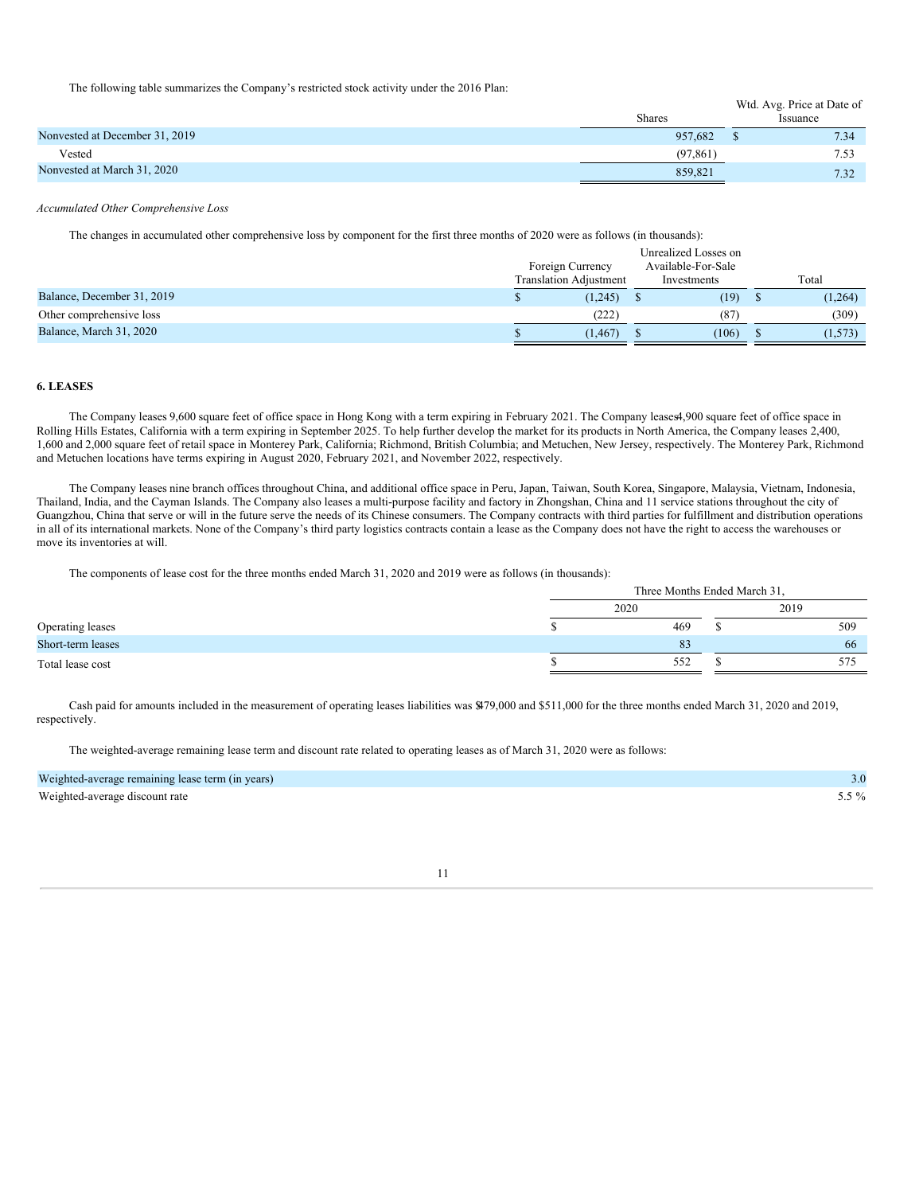The following table summarizes the Company's restricted stock activity under the 2016 Plan:

| | Shares | Wtd. Avg. Price at Date of Issuance |
|---|---|---|
| Nonvested at December 31, 2019 | 957,682 | $ 7.34 |
| Vested | (97,861) | 7.53 |
| Nonvested at March 31, 2020 | 859,821 | 7.32 |

*Accumulated Other Comprehensive Loss*

The changes in accumulated other comprehensive loss by component for the first three months of 2020 were as follows (in thousands):

| | Foreign Currency Translation Adjustment | Unrealized Losses on Available-For-Sale Investments | Total |
|---|---|---|---|
| Balance, December 31, 2019 | $ (1,245) | $ (19) | $ (1,264) |
| Other comprehensive loss | (222) | (87) | (309) |
| Balance, March 31, 2020 | $ (1,467) | $ (106) | $ (1,573) |

**6. LEASES**

The Company leases 9,600 square feet of office space in Hong Kong with a term expiring in February 2021. The Company leases 4,900 square feet of office space in Rolling Hills Estates, California with a term expiring in September 2025. To help further develop the market for its products in North America, the Company leases 2,400, 1,600 and 2,000 square feet of retail space in Monterey Park, California; Richmond, British Columbia; and Metuchen, New Jersey, respectively. The Monterey Park, Richmond and Metuchen locations have terms expiring in August 2020, February 2021, and November 2022, respectively.

The Company leases nine branch offices throughout China, and additional office space in Peru, Japan, Taiwan, South Korea, Singapore, Malaysia, Vietnam, Indonesia, Thailand, India, and the Cayman Islands. The Company also leases a multi-purpose facility and factory in Zhongshan, China and 11 service stations throughout the city of Guangzhou, China that serve or will in the future serve the needs of its Chinese consumers. The Company contracts with third parties for fulfillment and distribution operations in all of its international markets. None of the Company's third party logistics contracts contain a lease as the Company does not have the right to access the warehouses or move its inventories at will.

The components of lease cost for the three months ended March 31, 2020 and 2019 were as follows (in thousands):

| | Three Months Ended March 31, 2020 | Three Months Ended March 31, 2019 |
|---|---|---|
| Operating leases | $ 469 | $ 509 |
| Short-term leases | 83 | 66 |
| Total lease cost | $ 552 | $ 575 |

Cash paid for amounts included in the measurement of operating leases liabilities was $479,000 and $511,000 for the three months ended March 31, 2020 and 2019, respectively.

The weighted-average remaining lease term and discount rate related to operating leases as of March 31, 2020 were as follows:

| | |
|---|---|
| Weighted-average remaining lease term (in years) | 3.0 |
| Weighted-average discount rate | 5.5 % |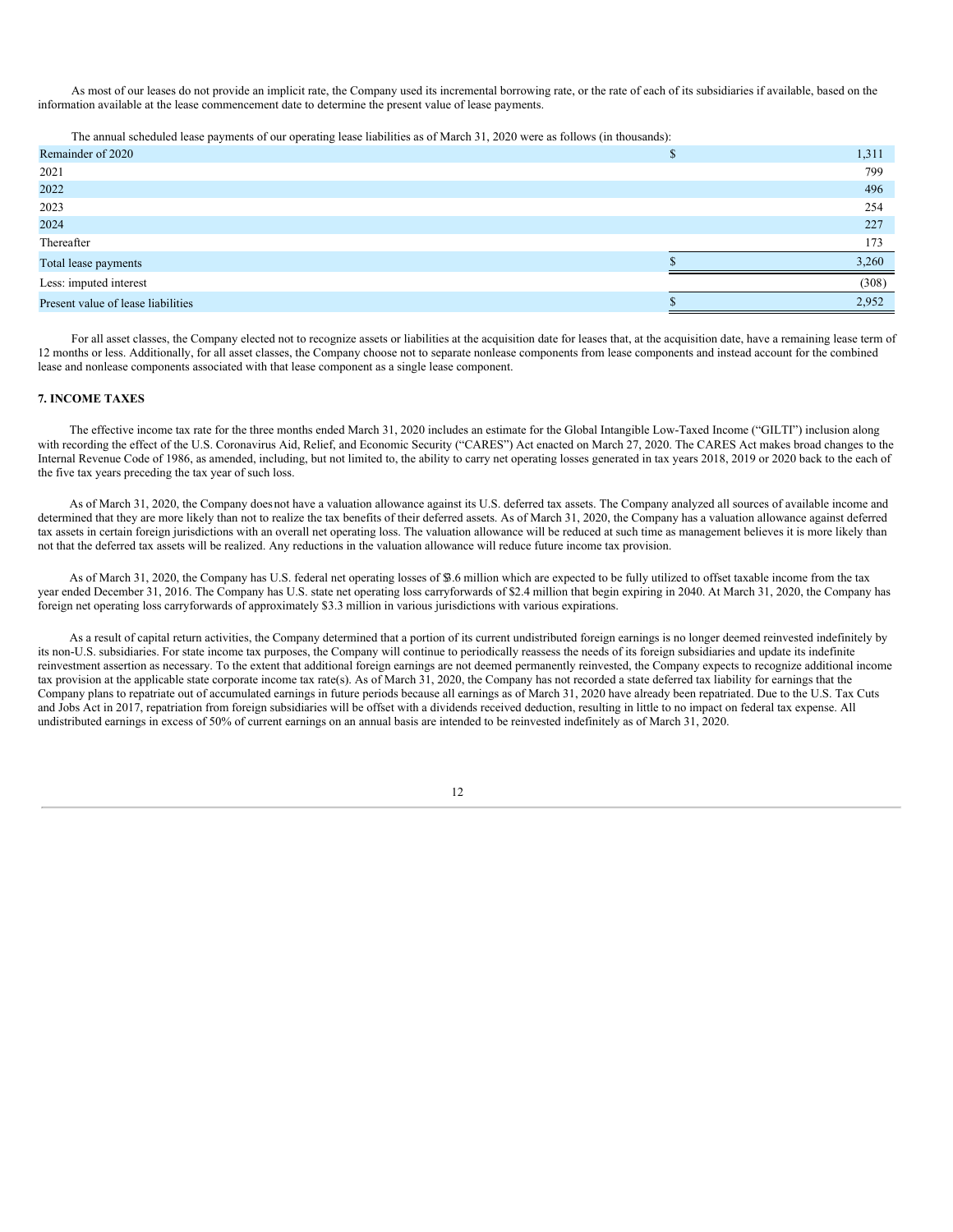As most of our leases do not provide an implicit rate, the Company used its incremental borrowing rate, or the rate of each of its subsidiaries if available, based on the information available at the lease commencement date to determine the present value of lease payments.

The annual scheduled lease payments of our operating lease liabilities as of March 31, 2020 were as follows (in thousands):

| | | |
|---|---|---|
| Remainder of 2020 | $ | 1,311 |
| 2021 | | 799 |
| 2022 | | 496 |
| 2023 | | 254 |
| 2024 | | 227 |
| Thereafter | | 173 |
| Total lease payments | $ | 3,260 |
| Less: imputed interest | | (308) |
| Present value of lease liabilities | $ | 2,952 |

For all asset classes, the Company elected not to recognize assets or liabilities at the acquisition date for leases that, at the acquisition date, have a remaining lease term of 12 months or less. Additionally, for all asset classes, the Company choose not to separate nonlease components from lease components and instead account for the combined lease and nonlease components associated with that lease component as a single lease component.

**7. INCOME TAXES**

The effective income tax rate for the three months ended March 31, 2020 includes an estimate for the Global Intangible Low-Taxed Income ("GILTI") inclusion along with recording the effect of the U.S. Coronavirus Aid, Relief, and Economic Security ("CARES") Act enacted on March 27, 2020. The CARES Act makes broad changes to the Internal Revenue Code of 1986, as amended, including, but not limited to, the ability to carry net operating losses generated in tax years 2018, 2019 or 2020 back to the each of the five tax years preceding the tax year of such loss.

As of March 31, 2020, the Company does not have a valuation allowance against its U.S. deferred tax assets. The Company analyzed all sources of available income and determined that they are more likely than not to realize the tax benefits of their deferred assets. As of March 31, 2020, the Company has a valuation allowance against deferred tax assets in certain foreign jurisdictions with an overall net operating loss. The valuation allowance will be reduced at such time as management believes it is more likely than not that the deferred tax assets will be realized. Any reductions in the valuation allowance will reduce future income tax provision.

As of March 31, 2020, the Company has U.S. federal net operating losses of $3.6 million which are expected to be fully utilized to offset taxable income from the tax year ended December 31, 2016. The Company has U.S. state net operating loss carryforwards of $2.4 million that begin expiring in 2040. At March 31, 2020, the Company has foreign net operating loss carryforwards of approximately $3.3 million in various jurisdictions with various expirations.

As a result of capital return activities, the Company determined that a portion of its current undistributed foreign earnings is no longer deemed reinvested indefinitely by its non-U.S. subsidiaries. For state income tax purposes, the Company will continue to periodically reassess the needs of its foreign subsidiaries and update its indefinite reinvestment assertion as necessary. To the extent that additional foreign earnings are not deemed permanently reinvested, the Company expects to recognize additional income tax provision at the applicable state corporate income tax rate(s). As of March 31, 2020, the Company has not recorded a state deferred tax liability for earnings that the Company plans to repatriate out of accumulated earnings in future periods because all earnings as of March 31, 2020 have already been repatriated. Due to the U.S. Tax Cuts and Jobs Act in 2017, repatriation from foreign subsidiaries will be offset with a dividends received deduction, resulting in little to no impact on federal tax expense. All undistributed earnings in excess of 50% of current earnings on an annual basis are intended to be reinvested indefinitely as of March 31, 2020.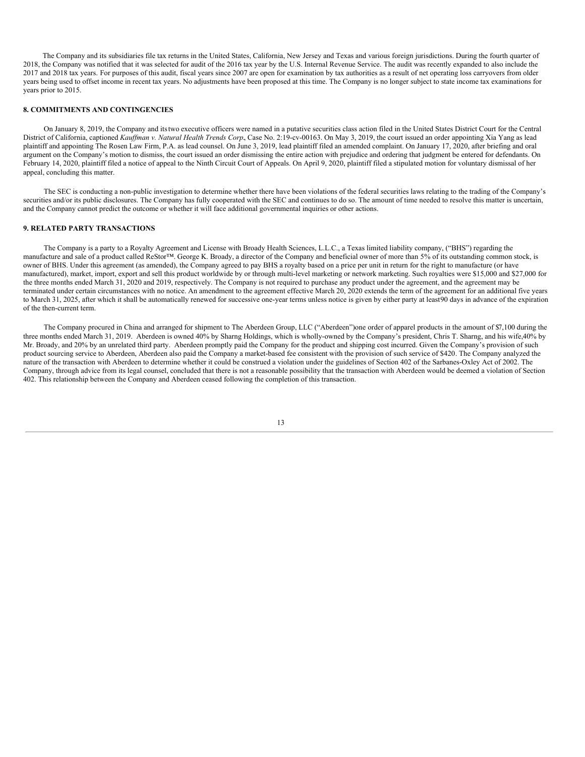The Company and its subsidiaries file tax returns in the United States, California, New Jersey and Texas and various foreign jurisdictions. During the fourth quarter of 2018, the Company was notified that it was selected for audit of the 2016 tax year by the U.S. Internal Revenue Service. The audit was recently expanded to also include the 2017 and 2018 tax years. For purposes of this audit, fiscal years since 2007 are open for examination by tax authorities as a result of net operating loss carryovers from older years being used to offset income in recent tax years. No adjustments have been proposed at this time. The Company is no longer subject to state income tax examinations for years prior to 2015.

**8. COMMITMENTS AND CONTINGENCIES**

On January 8, 2019, the Company and its two executive officers were named in a putative securities class action filed in the United States District Court for the Central District of California, captioned *Kauffman v. Natural Health Trends Corp*., Case No. 2:19-cv-00163. On May 3, 2019, the court issued an order appointing Xia Yang as lead plaintiff and appointing The Rosen Law Firm, P.A. as lead counsel. On June 3, 2019, lead plaintiff filed an amended complaint. On January 17, 2020, after briefing and oral argument on the Company's motion to dismiss, the court issued an order dismissing the entire action with prejudice and ordering that judgment be entered for defendants. On February 14, 2020, plaintiff filed a notice of appeal to the Ninth Circuit Court of Appeals. On April 9, 2020, plaintiff filed a stipulated motion for voluntary dismissal of her appeal, concluding this matter.

The SEC is conducting a non-public investigation to determine whether there have been violations of the federal securities laws relating to the trading of the Company's securities and/or its public disclosures. The Company has fully cooperated with the SEC and continues to do so. The amount of time needed to resolve this matter is uncertain, and the Company cannot predict the outcome or whether it will face additional governmental inquiries or other actions.

**9. RELATED PARTY TRANSACTIONS**

The Company is a party to a Royalty Agreement and License with Broady Health Sciences, L.L.C., a Texas limited liability company, ("BHS") regarding the manufacture and sale of a product called ReStor™. George K. Broady, a director of the Company and beneficial owner of more than 5% of its outstanding common stock, is owner of BHS. Under this agreement (as amended), the Company agreed to pay BHS a royalty based on a price per unit in return for the right to manufacture (or have manufactured), market, import, export and sell this product worldwide by or through multi-level marketing or network marketing. Such royalties were $15,000 and $27,000 for the three months ended March 31, 2020 and 2019, respectively. The Company is not required to purchase any product under the agreement, and the agreement may be terminated under certain circumstances with no notice. An amendment to the agreement effective March 20, 2020 extends the term of the agreement for an additional five years to March 31, 2025, after which it shall be automatically renewed for successive one-year terms unless notice is given by either party at least 90 days in advance of the expiration of the then-current term.

The Company procured in China and arranged for shipment to The Aberdeen Group, LLC ("Aberdeen") one order of apparel products in the amount of $7,100 during the three months ended March 31, 2019. Aberdeen is owned 40% by Sharng Holdings, which is wholly-owned by the Company's president, Chris T. Sharng, and his wife, 40% by Mr. Broady, and 20% by an unrelated third party. Aberdeen promptly paid the Company for the product and shipping cost incurred. Given the Company's provision of such product sourcing service to Aberdeen, Aberdeen also paid the Company a market-based fee consistent with the provision of such service of $420. The Company analyzed the nature of the transaction with Aberdeen to determine whether it could be construed a violation under the guidelines of Section 402 of the Sarbanes-Oxley Act of 2002. The Company, through advice from its legal counsel, concluded that there is not a reasonable possibility that the transaction with Aberdeen would be deemed a violation of Section 402. This relationship between the Company and Aberdeen ceased following the completion of this transaction.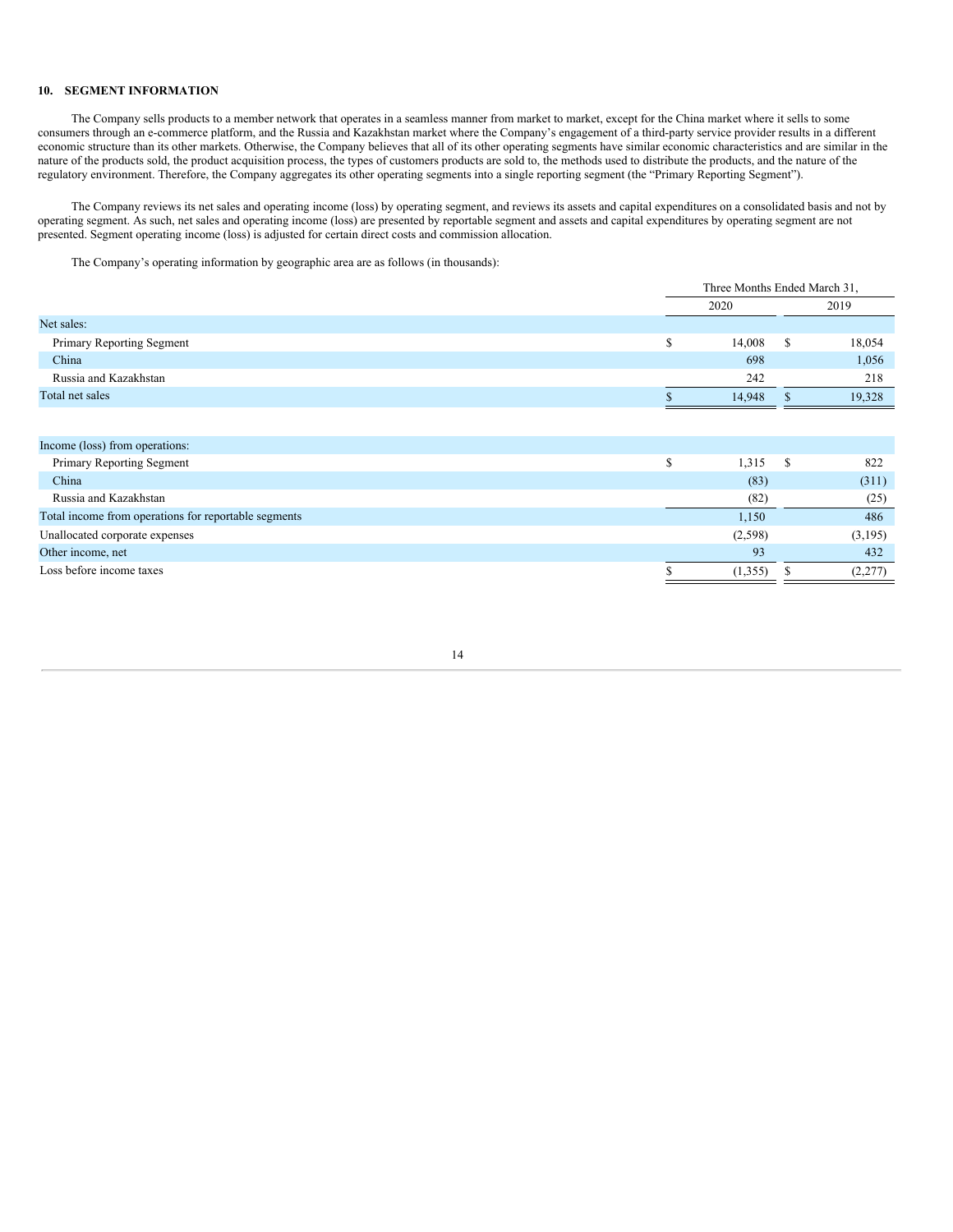## 10. SEGMENT INFORMATION

The Company sells products to a member network that operates in a seamless manner from market to market, except for the China market where it sells to some consumers through an e-commerce platform, and the Russia and Kazakhstan market where the Company's engagement of a third-party service provider results in a different economic structure than its other markets. Otherwise, the Company believes that all of its other operating segments have similar economic characteristics and are similar in the nature of the products sold, the product acquisition process, the types of customers products are sold to, the methods used to distribute the products, and the nature of the regulatory environment. Therefore, the Company aggregates its other operating segments into a single reporting segment (the "Primary Reporting Segment").

The Company reviews its net sales and operating income (loss) by operating segment, and reviews its assets and capital expenditures on a consolidated basis and not by operating segment. As such, net sales and operating income (loss) are presented by reportable segment and assets and capital expenditures by operating segment are not presented. Segment operating income (loss) is adjusted for certain direct costs and commission allocation.

The Company's operating information by geographic area are as follows (in thousands):

| | Three Months Ended March 31, | |
|---|---|---|
| | 2020 | 2019 |
| Net sales: | | |
| Primary Reporting Segment | $ 14,008 | $ 18,054 |
| China | 698 | 1,056 |
| Russia and Kazakhstan | 242 | 218 |
| Total net sales | $ 14,948 | $ 19,328 |
| | | |
| Income (loss) from operations: | | |
| Primary Reporting Segment | $ 1,315 | $ 822 |
| China | (83) | (311) |
| Russia and Kazakhstan | (82) | (25) |
| Total income from operations for reportable segments | 1,150 | 486 |
| Unallocated corporate expenses | (2,598) | (3,195) |
| Other income, net | 93 | 432 |
| Loss before income taxes | $ (1,355) | $ (2,277) |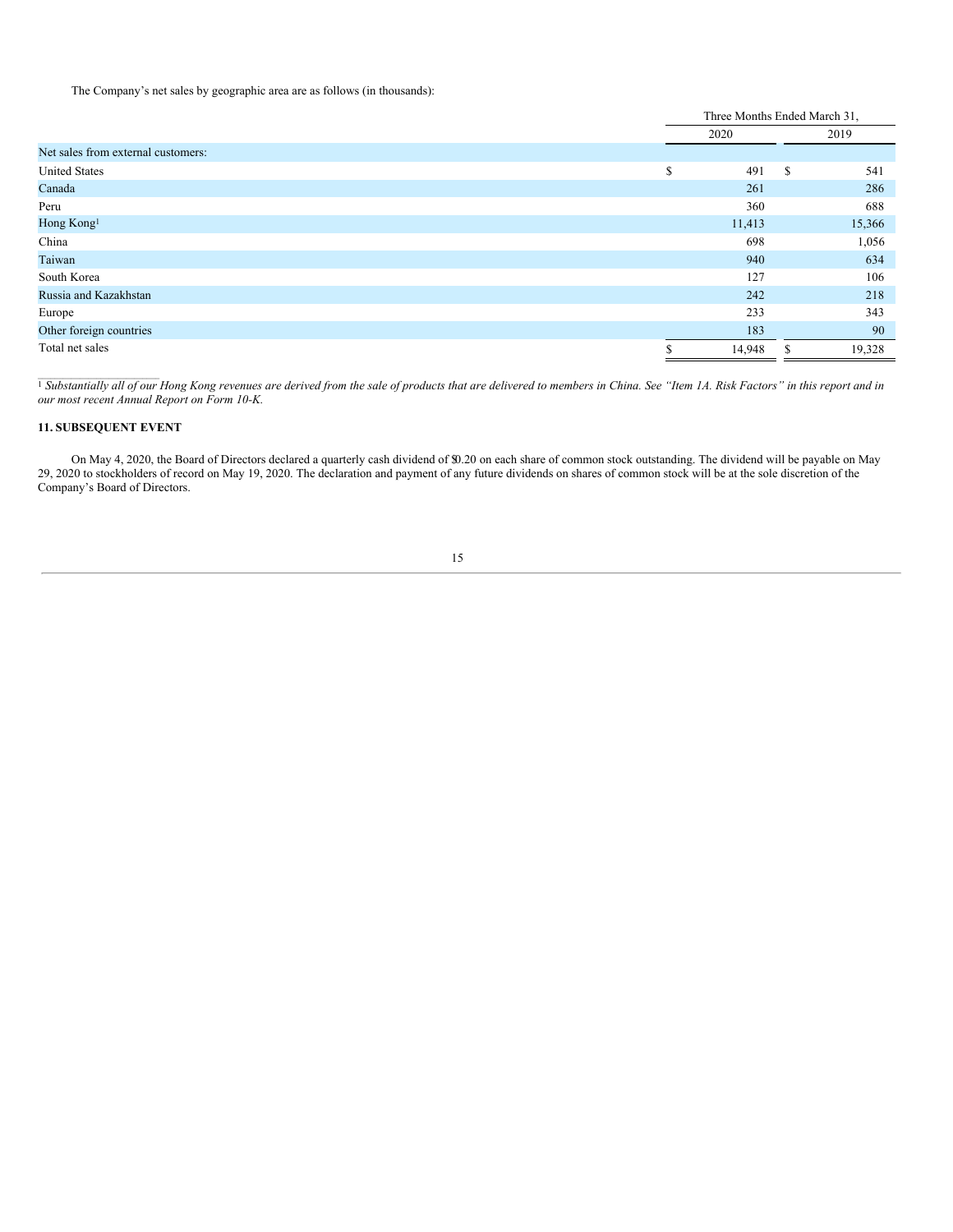The Company's net sales by geographic area are as follows (in thousands):

| | Three Months Ended March 31, | |
|---|---|---|
| | 2020 | 2019 |
| Net sales from external customers: | | |
| United States | $ 491 | $ 541 |
| Canada | 261 | 286 |
| Peru | 360 | 688 |
| Hong Kong[1] | 11,413 | 15,366 |
| China | 698 | 1,056 |
| Taiwan | 940 | 634 |
| South Korea | 127 | 106 |
| Russia and Kazakhstan | 242 | 218 |
| Europe | 233 | 343 |
| Other foreign countries | 183 | 90 |
| Total net sales | $ 14,948 | $ 19,328 |

[1] *Substantially all of our Hong Kong revenues are derived from the sale of products that are delivered to members in China. See "Item 1A. Risk Factors" in this report and in our most recent Annual Report on Form 10-K.*

**11. SUBSEQUENT EVENT**

On May 4, 2020, the Board of Directors declared a quarterly cash dividend of $0.20 on each share of common stock outstanding. The dividend will be payable on May 29, 2020 to stockholders of record on May 19, 2020. The declaration and payment of any future dividends on shares of common stock will be at the sole discretion of the Company's Board of Directors.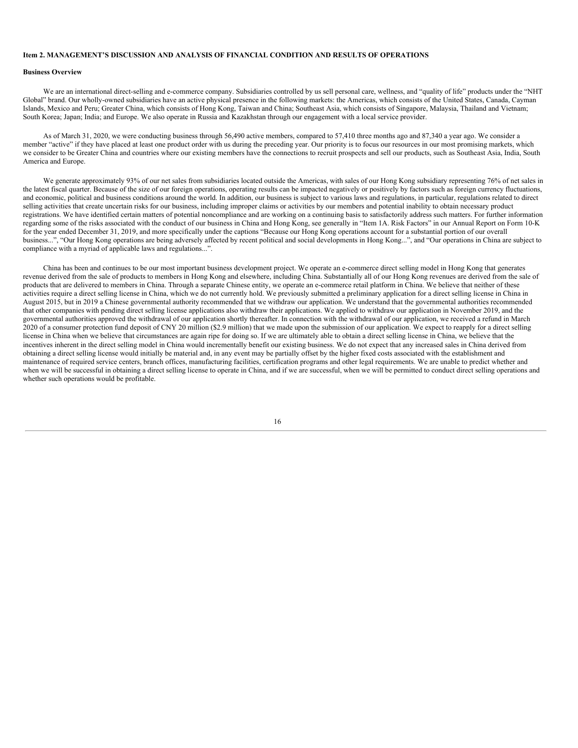### Item 2. MANAGEMENT'S DISCUSSION AND ANALYSIS OF FINANCIAL CONDITION AND RESULTS OF OPERATIONS

#### Business Overview

We are an international direct-selling and e-commerce company. Subsidiaries controlled by us sell personal care, wellness, and "quality of life" products under the "NHT Global" brand. Our wholly-owned subsidiaries have an active physical presence in the following markets: the Americas, which consists of the United States, Canada, Cayman Islands, Mexico and Peru; Greater China, which consists of Hong Kong, Taiwan and China; Southeast Asia, which consists of Singapore, Malaysia, Thailand and Vietnam; South Korea; Japan; India; and Europe. We also operate in Russia and Kazakhstan through our engagement with a local service provider.

As of March 31, 2020, we were conducting business through 56,490 active members, compared to 57,410 three months ago and 87,340 a year ago. We consider a member "active" if they have placed at least one product order with us during the preceding year. Our priority is to focus our resources in our most promising markets, which we consider to be Greater China and countries where our existing members have the connections to recruit prospects and sell our products, such as Southeast Asia, India, South America and Europe.

We generate approximately 93% of our net sales from subsidiaries located outside the Americas, with sales of our Hong Kong subsidiary representing 76% of net sales in the latest fiscal quarter. Because of the size of our foreign operations, operating results can be impacted negatively or positively by factors such as foreign currency fluctuations, and economic, political and business conditions around the world. In addition, our business is subject to various laws and regulations, in particular, regulations related to direct selling activities that create uncertain risks for our business, including improper claims or activities by our members and potential inability to obtain necessary product registrations. We have identified certain matters of potential noncompliance and are working on a continuing basis to satisfactorily address such matters. For further information regarding some of the risks associated with the conduct of our business in China and Hong Kong, see generally in "Item 1A. Risk Factors" in our Annual Report on Form 10-K for the year ended December 31, 2019, and more specifically under the captions "Because our Hong Kong operations account for a substantial portion of our overall business...", "Our Hong Kong operations are being adversely affected by recent political and social developments in Hong Kong...", and "Our operations in China are subject to compliance with a myriad of applicable laws and regulations...".

China has been and continues to be our most important business development project. We operate an e-commerce direct selling model in Hong Kong that generates revenue derived from the sale of products to members in Hong Kong and elsewhere, including China. Substantially all of our Hong Kong revenues are derived from the sale of products that are delivered to members in China. Through a separate Chinese entity, we operate an e-commerce retail platform in China. We believe that neither of these activities require a direct selling license in China, which we do not currently hold. We previously submitted a preliminary application for a direct selling license in China in August 2015, but in 2019 a Chinese governmental authority recommended that we withdraw our application. We understand that the governmental authorities recommended that other companies with pending direct selling license applications also withdraw their applications. We applied to withdraw our application in November 2019, and the governmental authorities approved the withdrawal of our application shortly thereafter. In connection with the withdrawal of our application, we received a refund in March 2020 of a consumer protection fund deposit of CNY 20 million ($2.9 million) that we made upon the submission of our application. We expect to reapply for a direct selling license in China when we believe that circumstances are again ripe for doing so. If we are ultimately able to obtain a direct selling license in China, we believe that the incentives inherent in the direct selling model in China would incrementally benefit our existing business. We do not expect that any increased sales in China derived from obtaining a direct selling license would initially be material and, in any event may be partially offset by the higher fixed costs associated with the establishment and maintenance of required service centers, branch offices, manufacturing facilities, certification programs and other legal requirements. We are unable to predict whether and when we will be successful in obtaining a direct selling license to operate in China, and if we are successful, when we will be permitted to conduct direct selling operations and whether such operations would be profitable.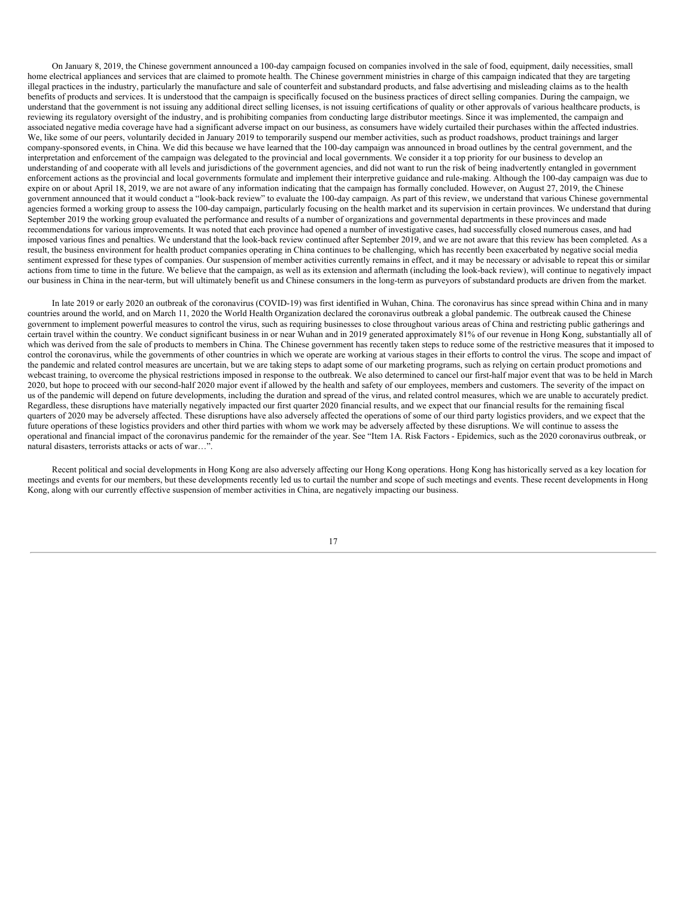On January 8, 2019, the Chinese government announced a 100-day campaign focused on companies involved in the sale of food, equipment, daily necessities, small home electrical appliances and services that are claimed to promote health. The Chinese government ministries in charge of this campaign indicated that they are targeting illegal practices in the industry, particularly the manufacture and sale of counterfeit and substandard products, and false advertising and misleading claims as to the health benefits of products and services. It is understood that the campaign is specifically focused on the business practices of direct selling companies. During the campaign, we understand that the government is not issuing any additional direct selling licenses, is not issuing certifications of quality or other approvals of various healthcare products, is reviewing its regulatory oversight of the industry, and is prohibiting companies from conducting large distributor meetings. Since it was implemented, the campaign and associated negative media coverage have had a significant adverse impact on our business, as consumers have widely curtailed their purchases within the affected industries. We, like some of our peers, voluntarily decided in January 2019 to temporarily suspend our member activities, such as product roadshows, product trainings and larger company-sponsored events, in China. We did this because we have learned that the 100-day campaign was announced in broad outlines by the central government, and the interpretation and enforcement of the campaign was delegated to the provincial and local governments. We consider it a top priority for our business to develop an understanding of and cooperate with all levels and jurisdictions of the government agencies, and did not want to run the risk of being inadvertently entangled in government enforcement actions as the provincial and local governments formulate and implement their interpretive guidance and rule-making. Although the 100-day campaign was due to expire on or about April 18, 2019, we are not aware of any information indicating that the campaign has formally concluded. However, on August 27, 2019, the Chinese government announced that it would conduct a "look-back review" to evaluate the 100-day campaign. As part of this review, we understand that various Chinese governmental agencies formed a working group to assess the 100-day campaign, particularly focusing on the health market and its supervision in certain provinces. We understand that during September 2019 the working group evaluated the performance and results of a number of organizations and governmental departments in these provinces and made recommendations for various improvements. It was noted that each province had opened a number of investigative cases, had successfully closed numerous cases, and had imposed various fines and penalties. We understand that the look-back review continued after September 2019, and we are not aware that this review has been completed. As a result, the business environment for health product companies operating in China continues to be challenging, which has recently been exacerbated by negative social media sentiment expressed for these types of companies. Our suspension of member activities currently remains in effect, and it may be necessary or advisable to repeat this or similar actions from time to time in the future. We believe that the campaign, as well as its extension and aftermath (including the look-back review), will continue to negatively impact our business in China in the near-term, but will ultimately benefit us and Chinese consumers in the long-term as purveyors of substandard products are driven from the market.

In late 2019 or early 2020 an outbreak of the coronavirus (COVID-19) was first identified in Wuhan, China. The coronavirus has since spread within China and in many countries around the world, and on March 11, 2020 the World Health Organization declared the coronavirus outbreak a global pandemic. The outbreak caused the Chinese government to implement powerful measures to control the virus, such as requiring businesses to close throughout various areas of China and restricting public gatherings and certain travel within the country. We conduct significant business in or near Wuhan and in 2019 generated approximately 81% of our revenue in Hong Kong, substantially all of which was derived from the sale of products to members in China. The Chinese government has recently taken steps to reduce some of the restrictive measures that it imposed to control the coronavirus, while the governments of other countries in which we operate are working at various stages in their efforts to control the virus. The scope and impact of the pandemic and related control measures are uncertain, but we are taking steps to adapt some of our marketing programs, such as relying on certain product promotions and webcast training, to overcome the physical restrictions imposed in response to the outbreak. We also determined to cancel our first-half major event that was to be held in March 2020, but hope to proceed with our second-half 2020 major event if allowed by the health and safety of our employees, members and customers. The severity of the impact on us of the pandemic will depend on future developments, including the duration and spread of the virus, and related control measures, which we are unable to accurately predict. Regardless, these disruptions have materially negatively impacted our first quarter 2020 financial results, and we expect that our financial results for the remaining fiscal quarters of 2020 may be adversely affected. These disruptions have also adversely affected the operations of some of our third party logistics providers, and we expect that the future operations of these logistics providers and other third parties with whom we work may be adversely affected by these disruptions. We will continue to assess the operational and financial impact of the coronavirus pandemic for the remainder of the year. See "Item 1A. Risk Factors - Epidemics, such as the 2020 coronavirus outbreak, or natural disasters, terrorists attacks or acts of war…".

Recent political and social developments in Hong Kong are also adversely affecting our Hong Kong operations. Hong Kong has historically served as a key location for meetings and events for our members, but these developments recently led us to curtail the number and scope of such meetings and events. These recent developments in Hong Kong, along with our currently effective suspension of member activities in China, are negatively impacting our business.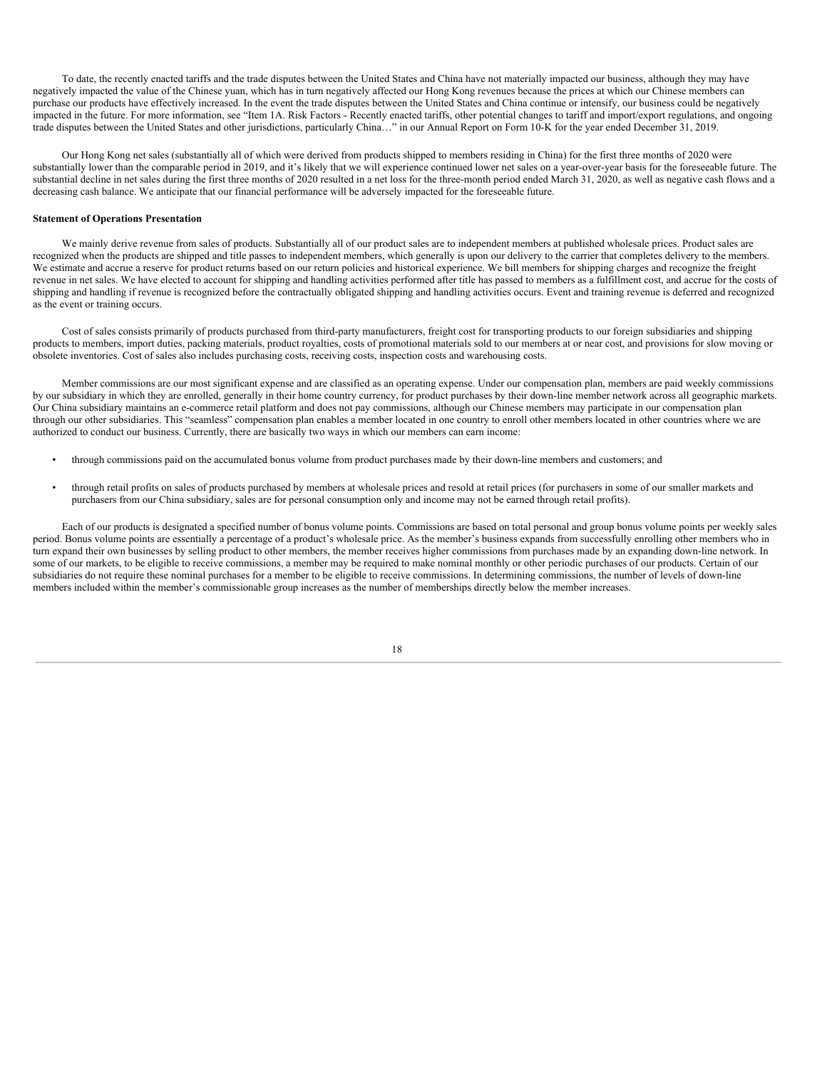To date, the recently enacted tariffs and the trade disputes between the United States and China have not materially impacted our business, although they may have negatively impacted the value of the Chinese yuan, which has in turn negatively affected our Hong Kong revenues because the prices at which our Chinese members can purchase our products have effectively increased. In the event the trade disputes between the United States and China continue or intensify, our business could be negatively impacted in the future. For more information, see "Item 1A. Risk Factors - Recently enacted tariffs, other potential changes to tariff and import/export regulations, and ongoing trade disputes between the United States and other jurisdictions, particularly China…" in our Annual Report on Form 10-K for the year ended December 31, 2019.

Our Hong Kong net sales (substantially all of which were derived from products shipped to members residing in China) for the first three months of 2020 were substantially lower than the comparable period in 2019, and it's likely that we will experience continued lower net sales on a year-over-year basis for the foreseeable future. The substantial decline in net sales during the first three months of 2020 resulted in a net loss for the three-month period ended March 31, 2020, as well as negative cash flows and a decreasing cash balance. We anticipate that our financial performance will be adversely impacted for the foreseeable future.

**Statement of Operations Presentation**

We mainly derive revenue from sales of products. Substantially all of our product sales are to independent members at published wholesale prices. Product sales are recognized when the products are shipped and title passes to independent members, which generally is upon our delivery to the carrier that completes delivery to the members. We estimate and accrue a reserve for product returns based on our return policies and historical experience. We bill members for shipping charges and recognize the freight revenue in net sales. We have elected to account for shipping and handling activities performed after title has passed to members as a fulfillment cost, and accrue for the costs of shipping and handling if revenue is recognized before the contractually obligated shipping and handling activities occurs. Event and training revenue is deferred and recognized as the event or training occurs.

Cost of sales consists primarily of products purchased from third-party manufacturers, freight cost for transporting products to our foreign subsidiaries and shipping products to members, import duties, packing materials, product royalties, costs of promotional materials sold to our members at or near cost, and provisions for slow moving or obsolete inventories. Cost of sales also includes purchasing costs, receiving costs, inspection costs and warehousing costs.

Member commissions are our most significant expense and are classified as an operating expense. Under our compensation plan, members are paid weekly commissions by our subsidiary in which they are enrolled, generally in their home country currency, for product purchases by their down-line member network across all geographic markets. Our China subsidiary maintains an e-commerce retail platform and does not pay commissions, although our Chinese members may participate in our compensation plan through our other subsidiaries. This "seamless" compensation plan enables a member located in one country to enroll other members located in other countries where we are authorized to conduct our business. Currently, there are basically two ways in which our members can earn income:

- through commissions paid on the accumulated bonus volume from product purchases made by their down-line members and customers; and
- through retail profits on sales of products purchased by members at wholesale prices and resold at retail prices (for purchasers in some of our smaller markets and purchasers from our China subsidiary, sales are for personal consumption only and income may not be earned through retail profits).

Each of our products is designated a specified number of bonus volume points. Commissions are based on total personal and group bonus volume points per weekly sales period. Bonus volume points are essentially a percentage of a product's wholesale price. As the member's business expands from successfully enrolling other members who in turn expand their own businesses by selling product to other members, the member receives higher commissions from purchases made by an expanding down-line network. In some of our markets, to be eligible to receive commissions, a member may be required to make nominal monthly or other periodic purchases of our products. Certain of our subsidiaries do not require these nominal purchases for a member to be eligible to receive commissions. In determining commissions, the number of levels of down-line members included within the member's commissionable group increases as the number of memberships directly below the member increases.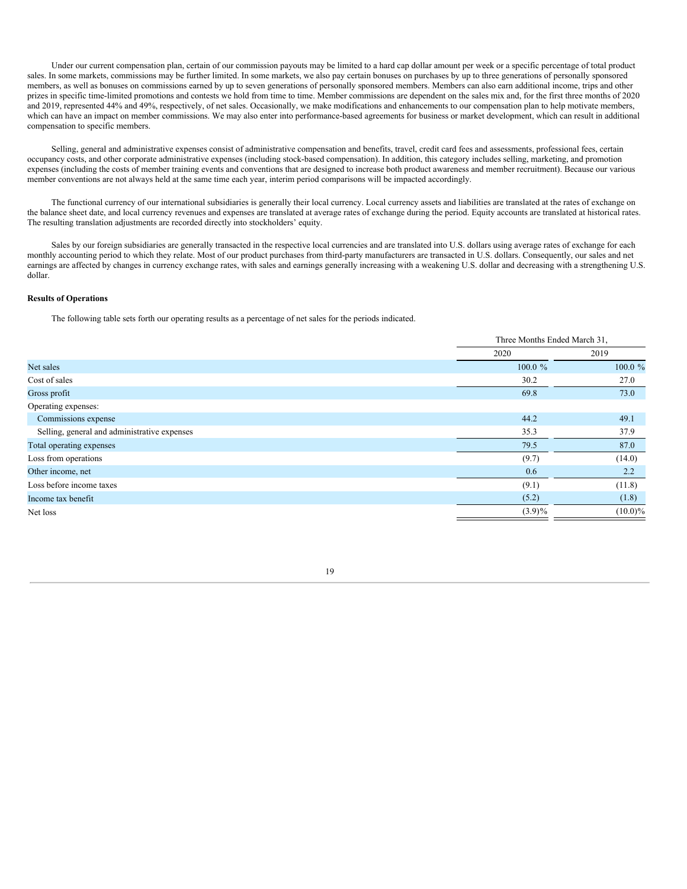Under our current compensation plan, certain of our commission payouts may be limited to a hard cap dollar amount per week or a specific percentage of total product sales. In some markets, commissions may be further limited. In some markets, we also pay certain bonuses on purchases by up to three generations of personally sponsored members, as well as bonuses on commissions earned by up to seven generations of personally sponsored members. Members can also earn additional income, trips and other prizes in specific time-limited promotions and contests we hold from time to time. Member commissions are dependent on the sales mix and, for the first three months of 2020 and 2019, represented 44% and 49%, respectively, of net sales. Occasionally, we make modifications and enhancements to our compensation plan to help motivate members, which can have an impact on member commissions. We may also enter into performance-based agreements for business or market development, which can result in additional compensation to specific members.

Selling, general and administrative expenses consist of administrative compensation and benefits, travel, credit card fees and assessments, professional fees, certain occupancy costs, and other corporate administrative expenses (including stock-based compensation). In addition, this category includes selling, marketing, and promotion expenses (including the costs of member training events and conventions that are designed to increase both product awareness and member recruitment). Because our various member conventions are not always held at the same time each year, interim period comparisons will be impacted accordingly.

The functional currency of our international subsidiaries is generally their local currency. Local currency assets and liabilities are translated at the rates of exchange on the balance sheet date, and local currency revenues and expenses are translated at average rates of exchange during the period. Equity accounts are translated at historical rates. The resulting translation adjustments are recorded directly into stockholders' equity.

Sales by our foreign subsidiaries are generally transacted in the respective local currencies and are translated into U.S. dollars using average rates of exchange for each monthly accounting period to which they relate. Most of our product purchases from third-party manufacturers are transacted in U.S. dollars. Consequently, our sales and net earnings are affected by changes in currency exchange rates, with sales and earnings generally increasing with a weakening U.S. dollar and decreasing with a strengthening U.S. dollar.

**Results of Operations**

The following table sets forth our operating results as a percentage of net sales for the periods indicated.

| | Three Months Ended March 31, | |
|---|---|---|
| | 2020 | 2019 |
| Net sales | 100.0 % | 100.0 % |
| Cost of sales | 30.2 | 27.0 |
| Gross profit | 69.8 | 73.0 |
| Operating expenses: | | |
| Commissions expense | 44.2 | 49.1 |
| Selling, general and administrative expenses | 35.3 | 37.9 |
| Total operating expenses | 79.5 | 87.0 |
| Loss from operations | (9.7) | (14.0) |
| Other income, net | 0.6 | 2.2 |
| Loss before income taxes | (9.1) | (11.8) |
| Income tax benefit | (5.2) | (1.8) |
| Net loss | (3.9)% | (10.0)% |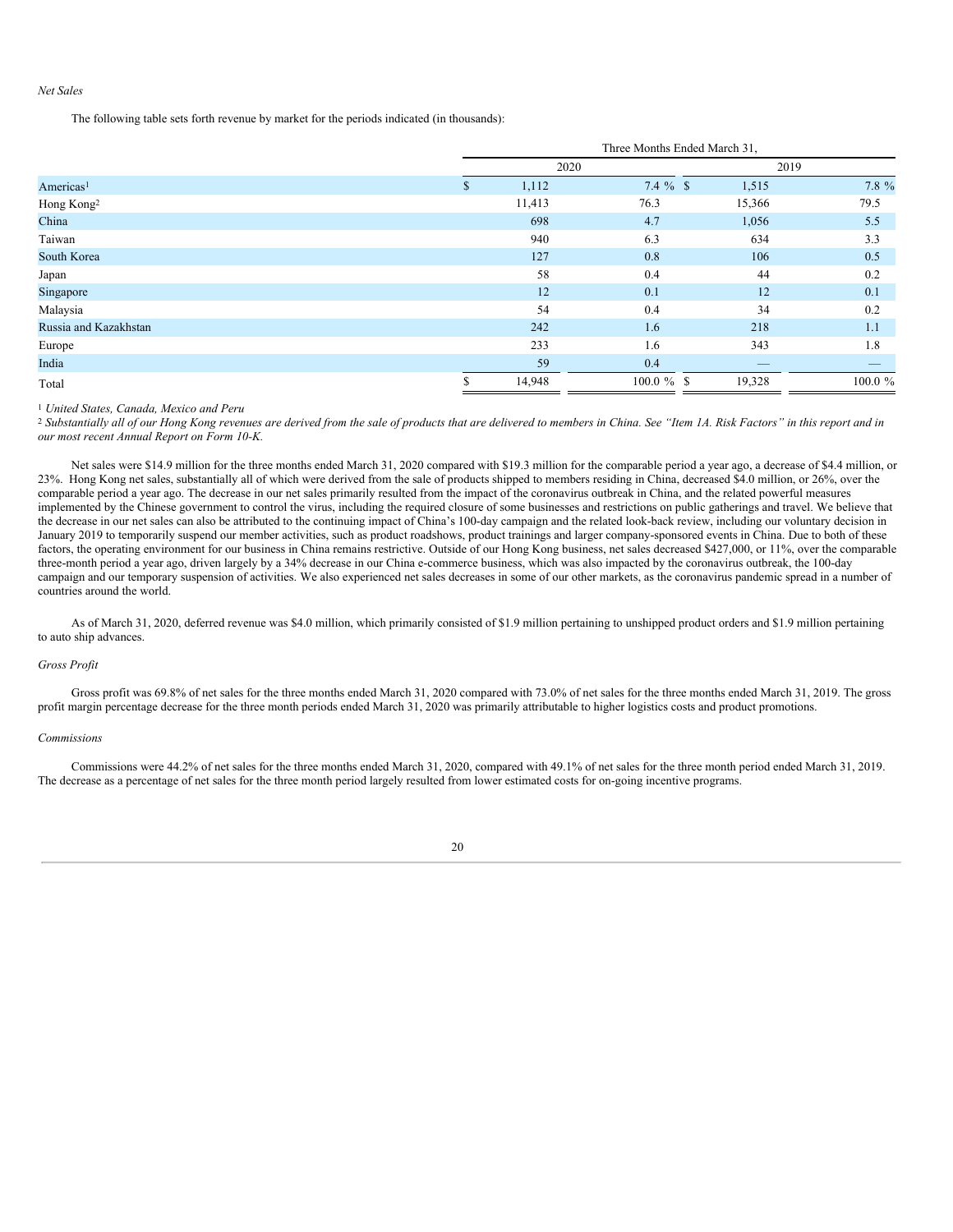*Net Sales*

The following table sets forth revenue by market for the periods indicated (in thousands):

| | Three Months Ended March 31, | | | |
|---|---|---|---|---|
| | 2020 | | 2019 | |
| Americas[1] | $ 1,112 | 7.4 % | $ 1,515 | 7.8 % |
| Hong Kong[2] | 11,413 | 76.3 | 15,366 | 79.5 |
| China | 698 | 4.7 | 1,056 | 5.5 |
| Taiwan | 940 | 6.3 | 634 | 3.3 |
| South Korea | 127 | 0.8 | 106 | 0.5 |
| Japan | 58 | 0.4 | 44 | 0.2 |
| Singapore | 12 | 0.1 | 12 | 0.1 |
| Malaysia | 54 | 0.4 | 34 | 0.2 |
| Russia and Kazakhstan | 242 | 1.6 | 218 | 1.1 |
| Europe | 233 | 1.6 | 343 | 1.8 |
| India | 59 | 0.4 | — | — |
| Total | $ 14,948 | 100.0 % | $ 19,328 | 100.0 % |

[1] *United States, Canada, Mexico and Peru*

[2] *Substantially all of our Hong Kong revenues are derived from the sale of products that are delivered to members in China. See "Item 1A. Risk Factors" in this report and in our most recent Annual Report on Form 10-K.*

Net sales were $14.9 million for the three months ended March 31, 2020 compared with $19.3 million for the comparable period a year ago, a decrease of $4.4 million, or 23%. Hong Kong net sales, substantially all of which were derived from the sale of products shipped to members residing in China, decreased $4.0 million, or 26%, over the comparable period a year ago. The decrease in our net sales primarily resulted from the impact of the coronavirus outbreak in China, and the related powerful measures implemented by the Chinese government to control the virus, including the required closure of some businesses and restrictions on public gatherings and travel. We believe that the decrease in our net sales can also be attributed to the continuing impact of China's 100-day campaign and the related look-back review, including our voluntary decision in January 2019 to temporarily suspend our member activities, such as product roadshows, product trainings and larger company-sponsored events in China. Due to both of these factors, the operating environment for our business in China remains restrictive. Outside of our Hong Kong business, net sales decreased $427,000, or 11%, over the comparable three-month period a year ago, driven largely by a 34% decrease in our China e-commerce business, which was also impacted by the coronavirus outbreak, the 100-day campaign and our temporary suspension of activities. We also experienced net sales decreases in some of our other markets, as the coronavirus pandemic spread in a number of countries around the world.

As of March 31, 2020, deferred revenue was $4.0 million, which primarily consisted of $1.9 million pertaining to unshipped product orders and $1.9 million pertaining to auto ship advances.

*Gross Profit*

Gross profit was 69.8% of net sales for the three months ended March 31, 2020 compared with 73.0% of net sales for the three months ended March 31, 2019. The gross profit margin percentage decrease for the three month periods ended March 31, 2020 was primarily attributable to higher logistics costs and product promotions.

*Commissions*

Commissions were 44.2% of net sales for the three months ended March 31, 2020, compared with 49.1% of net sales for the three month period ended March 31, 2019. The decrease as a percentage of net sales for the three month period largely resulted from lower estimated costs for on-going incentive programs.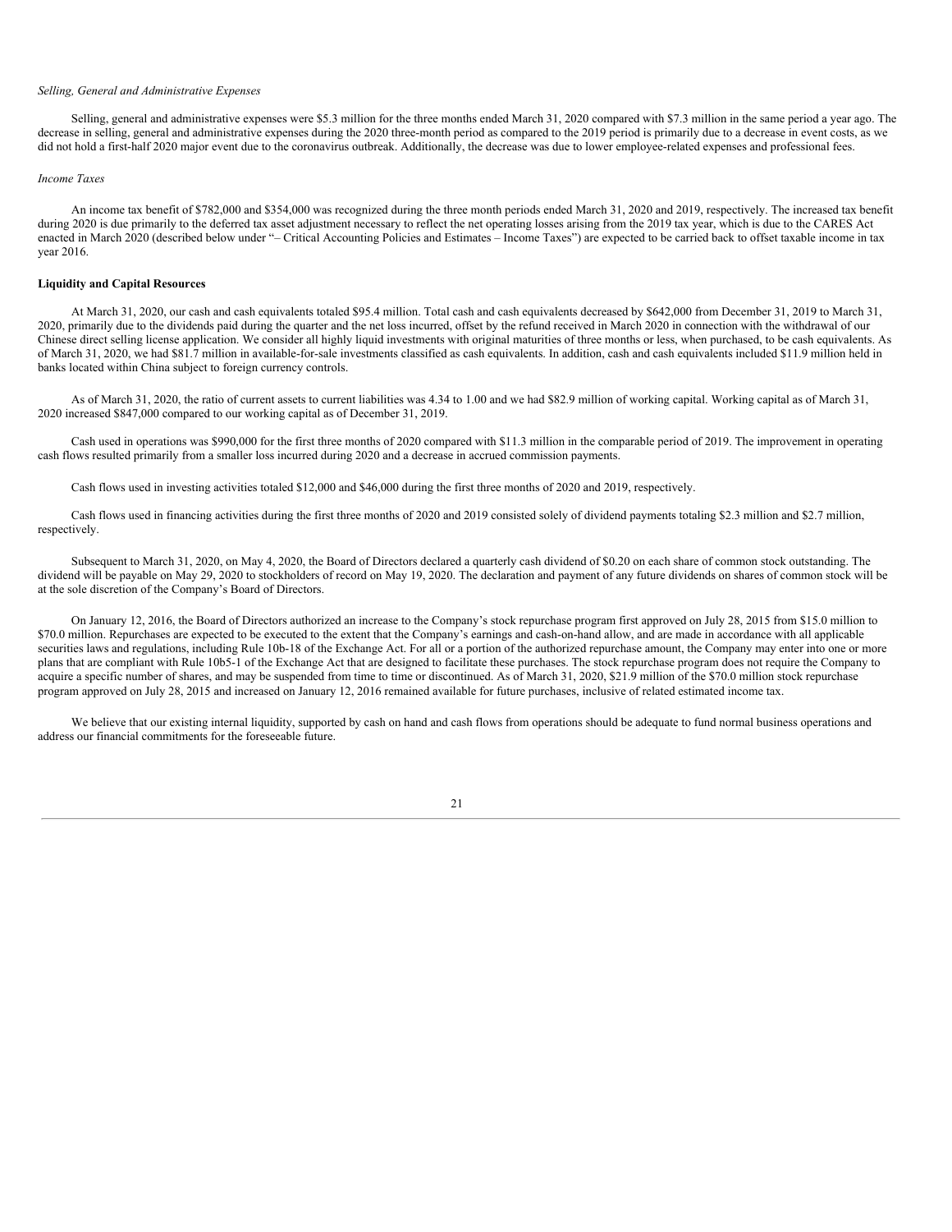*Selling, General and Administrative Expenses*

Selling, general and administrative expenses were $5.3 million for the three months ended March 31, 2020 compared with $7.3 million in the same period a year ago. The decrease in selling, general and administrative expenses during the 2020 three-month period as compared to the 2019 period is primarily due to a decrease in event costs, as we did not hold a first-half 2020 major event due to the coronavirus outbreak. Additionally, the decrease was due to lower employee-related expenses and professional fees.

*Income Taxes*

An income tax benefit of $782,000 and $354,000 was recognized during the three month periods ended March 31, 2020 and 2019, respectively. The increased tax benefit during 2020 is due primarily to the deferred tax asset adjustment necessary to reflect the net operating losses arising from the 2019 tax year, which is due to the CARES Act enacted in March 2020 (described below under "– Critical Accounting Policies and Estimates – Income Taxes") are expected to be carried back to offset taxable income in tax year 2016.

**Liquidity and Capital Resources**

At March 31, 2020, our cash and cash equivalents totaled $95.4 million. Total cash and cash equivalents decreased by $642,000 from December 31, 2019 to March 31, 2020, primarily due to the dividends paid during the quarter and the net loss incurred, offset by the refund received in March 2020 in connection with the withdrawal of our Chinese direct selling license application. We consider all highly liquid investments with original maturities of three months or less, when purchased, to be cash equivalents. As of March 31, 2020, we had $81.7 million in available-for-sale investments classified as cash equivalents. In addition, cash and cash equivalents included $11.9 million held in banks located within China subject to foreign currency controls.

As of March 31, 2020, the ratio of current assets to current liabilities was 4.34 to 1.00 and we had $82.9 million of working capital. Working capital as of March 31, 2020 increased $847,000 compared to our working capital as of December 31, 2019.

Cash used in operations was $990,000 for the first three months of 2020 compared with $11.3 million in the comparable period of 2019. The improvement in operating cash flows resulted primarily from a smaller loss incurred during 2020 and a decrease in accrued commission payments.

Cash flows used in investing activities totaled $12,000 and $46,000 during the first three months of 2020 and 2019, respectively.

Cash flows used in financing activities during the first three months of 2020 and 2019 consisted solely of dividend payments totaling $2.3 million and $2.7 million, respectively.

Subsequent to March 31, 2020, on May 4, 2020, the Board of Directors declared a quarterly cash dividend of $0.20 on each share of common stock outstanding. The dividend will be payable on May 29, 2020 to stockholders of record on May 19, 2020. The declaration and payment of any future dividends on shares of common stock will be at the sole discretion of the Company's Board of Directors.

On January 12, 2016, the Board of Directors authorized an increase to the Company's stock repurchase program first approved on July 28, 2015 from $15.0 million to $70.0 million. Repurchases are expected to be executed to the extent that the Company's earnings and cash-on-hand allow, and are made in accordance with all applicable securities laws and regulations, including Rule 10b-18 of the Exchange Act. For all or a portion of the authorized repurchase amount, the Company may enter into one or more plans that are compliant with Rule 10b5-1 of the Exchange Act that are designed to facilitate these purchases. The stock repurchase program does not require the Company to acquire a specific number of shares, and may be suspended from time to time or discontinued. As of March 31, 2020, $21.9 million of the $70.0 million stock repurchase program approved on July 28, 2015 and increased on January 12, 2016 remained available for future purchases, inclusive of related estimated income tax.

We believe that our existing internal liquidity, supported by cash on hand and cash flows from operations should be adequate to fund normal business operations and address our financial commitments for the foreseeable future.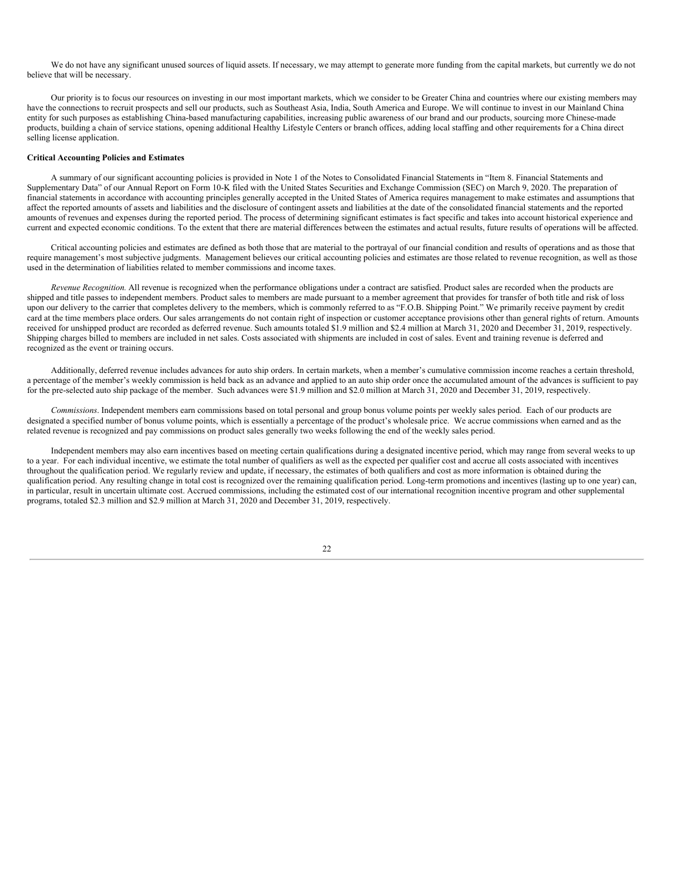We do not have any significant unused sources of liquid assets. If necessary, we may attempt to generate more funding from the capital markets, but currently we do not believe that will be necessary.

Our priority is to focus our resources on investing in our most important markets, which we consider to be Greater China and countries where our existing members may have the connections to recruit prospects and sell our products, such as Southeast Asia, India, South America and Europe. We will continue to invest in our Mainland China entity for such purposes as establishing China-based manufacturing capabilities, increasing public awareness of our brand and our products, sourcing more Chinese-made products, building a chain of service stations, opening additional Healthy Lifestyle Centers or branch offices, adding local staffing and other requirements for a China direct selling license application.

**Critical Accounting Policies and Estimates**

A summary of our significant accounting policies is provided in Note 1 of the Notes to Consolidated Financial Statements in "Item 8. Financial Statements and Supplementary Data" of our Annual Report on Form 10-K filed with the United States Securities and Exchange Commission (SEC) on March 9, 2020. The preparation of financial statements in accordance with accounting principles generally accepted in the United States of America requires management to make estimates and assumptions that affect the reported amounts of assets and liabilities and the disclosure of contingent assets and liabilities at the date of the consolidated financial statements and the reported amounts of revenues and expenses during the reported period. The process of determining significant estimates is fact specific and takes into account historical experience and current and expected economic conditions. To the extent that there are material differences between the estimates and actual results, future results of operations will be affected.

Critical accounting policies and estimates are defined as both those that are material to the portrayal of our financial condition and results of operations and as those that require management's most subjective judgments. Management believes our critical accounting policies and estimates are those related to revenue recognition, as well as those used in the determination of liabilities related to member commissions and income taxes.

*Revenue Recognition.* All revenue is recognized when the performance obligations under a contract are satisfied. Product sales are recorded when the products are shipped and title passes to independent members. Product sales to members are made pursuant to a member agreement that provides for transfer of both title and risk of loss upon our delivery to the carrier that completes delivery to the members, which is commonly referred to as "F.O.B. Shipping Point." We primarily receive payment by credit card at the time members place orders. Our sales arrangements do not contain right of inspection or customer acceptance provisions other than general rights of return. Amounts received for unshipped product are recorded as deferred revenue. Such amounts totaled \$1.9 million and \$2.4 million at March 31, 2020 and December 31, 2019, respectively. Shipping charges billed to members are included in net sales. Costs associated with shipments are included in cost of sales. Event and training revenue is deferred and recognized as the event or training occurs.

Additionally, deferred revenue includes advances for auto ship orders. In certain markets, when a member's cumulative commission income reaches a certain threshold, a percentage of the member's weekly commission is held back as an advance and applied to an auto ship order once the accumulated amount of the advances is sufficient to pay for the pre-selected auto ship package of the member. Such advances were \$1.9 million and \$2.0 million at March 31, 2020 and December 31, 2019, respectively.

*Commissions*. Independent members earn commissions based on total personal and group bonus volume points per weekly sales period. Each of our products are designated a specified number of bonus volume points, which is essentially a percentage of the product's wholesale price. We accrue commissions when earned and as the related revenue is recognized and pay commissions on product sales generally two weeks following the end of the weekly sales period.

Independent members may also earn incentives based on meeting certain qualifications during a designated incentive period, which may range from several weeks to up to a year. For each individual incentive, we estimate the total number of qualifiers as well as the expected per qualifier cost and accrue all costs associated with incentives throughout the qualification period. We regularly review and update, if necessary, the estimates of both qualifiers and cost as more information is obtained during the qualification period. Any resulting change in total cost is recognized over the remaining qualification period. Long-term promotions and incentives (lasting up to one year) can, in particular, result in uncertain ultimate cost. Accrued commissions, including the estimated cost of our international recognition incentive program and other supplemental programs, totaled \$2.3 million and \$2.9 million at March 31, 2020 and December 31, 2019, respectively.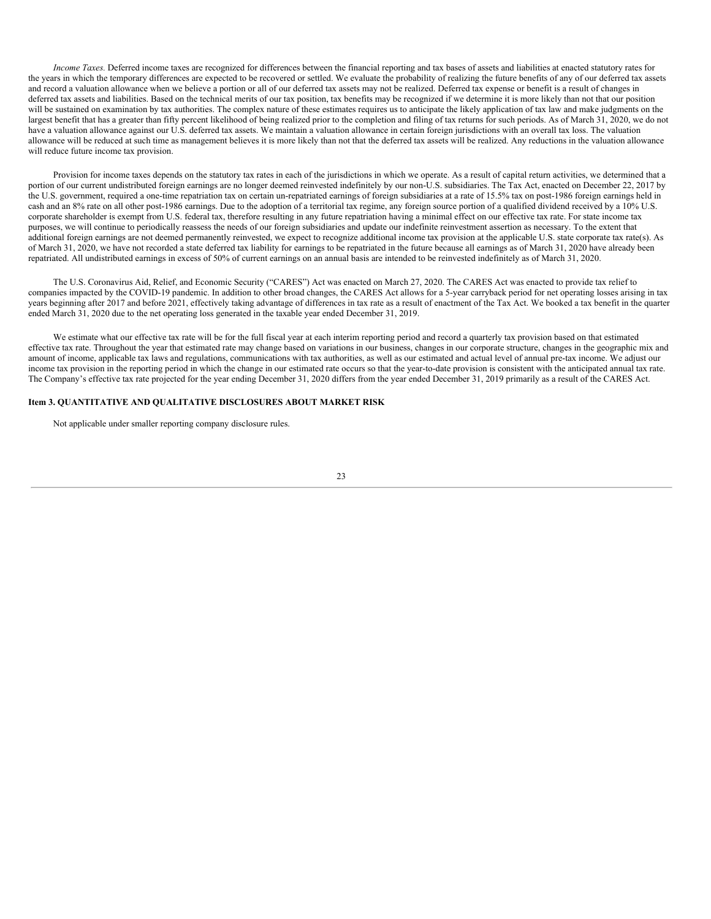*Income Taxes.* Deferred income taxes are recognized for differences between the financial reporting and tax bases of assets and liabilities at enacted statutory rates for the years in which the temporary differences are expected to be recovered or settled. We evaluate the probability of realizing the future benefits of any of our deferred tax assets and record a valuation allowance when we believe a portion or all of our deferred tax assets may not be realized. Deferred tax expense or benefit is a result of changes in deferred tax assets and liabilities. Based on the technical merits of our tax position, tax benefits may be recognized if we determine it is more likely than not that our position will be sustained on examination by tax authorities. The complex nature of these estimates requires us to anticipate the likely application of tax law and make judgments on the largest benefit that has a greater than fifty percent likelihood of being realized prior to the completion and filing of tax returns for such periods. As of March 31, 2020, we do not have a valuation allowance against our U.S. deferred tax assets. We maintain a valuation allowance in certain foreign jurisdictions with an overall tax loss. The valuation allowance will be reduced at such time as management believes it is more likely than not that the deferred tax assets will be realized. Any reductions in the valuation allowance will reduce future income tax provision.

Provision for income taxes depends on the statutory tax rates in each of the jurisdictions in which we operate. As a result of capital return activities, we determined that a portion of our current undistributed foreign earnings are no longer deemed reinvested indefinitely by our non-U.S. subsidiaries. The Tax Act, enacted on December 22, 2017 by the U.S. government, required a one-time repatriation tax on certain un-repatriated earnings of foreign subsidiaries at a rate of 15.5% tax on post-1986 foreign earnings held in cash and an 8% rate on all other post-1986 earnings. Due to the adoption of a territorial tax regime, any foreign source portion of a qualified dividend received by a 10% U.S. corporate shareholder is exempt from U.S. federal tax, therefore resulting in any future repatriation having a minimal effect on our effective tax rate. For state income tax purposes, we will continue to periodically reassess the needs of our foreign subsidiaries and update our indefinite reinvestment assertion as necessary. To the extent that additional foreign earnings are not deemed permanently reinvested, we expect to recognize additional income tax provision at the applicable U.S. state corporate tax rate(s). As of March 31, 2020, we have not recorded a state deferred tax liability for earnings to be repatriated in the future because all earnings as of March 31, 2020 have already been repatriated. All undistributed earnings in excess of 50% of current earnings on an annual basis are intended to be reinvested indefinitely as of March 31, 2020.

The U.S. Coronavirus Aid, Relief, and Economic Security ("CARES") Act was enacted on March 27, 2020. The CARES Act was enacted to provide tax relief to companies impacted by the COVID-19 pandemic. In addition to other broad changes, the CARES Act allows for a 5-year carryback period for net operating losses arising in tax years beginning after 2017 and before 2021, effectively taking advantage of differences in tax rate as a result of enactment of the Tax Act. We booked a tax benefit in the quarter ended March 31, 2020 due to the net operating loss generated in the taxable year ended December 31, 2019.

We estimate what our effective tax rate will be for the full fiscal year at each interim reporting period and record a quarterly tax provision based on that estimated effective tax rate. Throughout the year that estimated rate may change based on variations in our business, changes in our corporate structure, changes in the geographic mix and amount of income, applicable tax laws and regulations, communications with tax authorities, as well as our estimated and actual level of annual pre-tax income. We adjust our income tax provision in the reporting period in which the change in our estimated rate occurs so that the year-to-date provision is consistent with the anticipated annual tax rate. The Company's effective tax rate projected for the year ending December 31, 2020 differs from the year ended December 31, 2019 primarily as a result of the CARES Act.

## Item 3. QUANTITATIVE AND QUALITATIVE DISCLOSURES ABOUT MARKET RISK

Not applicable under smaller reporting company disclosure rules.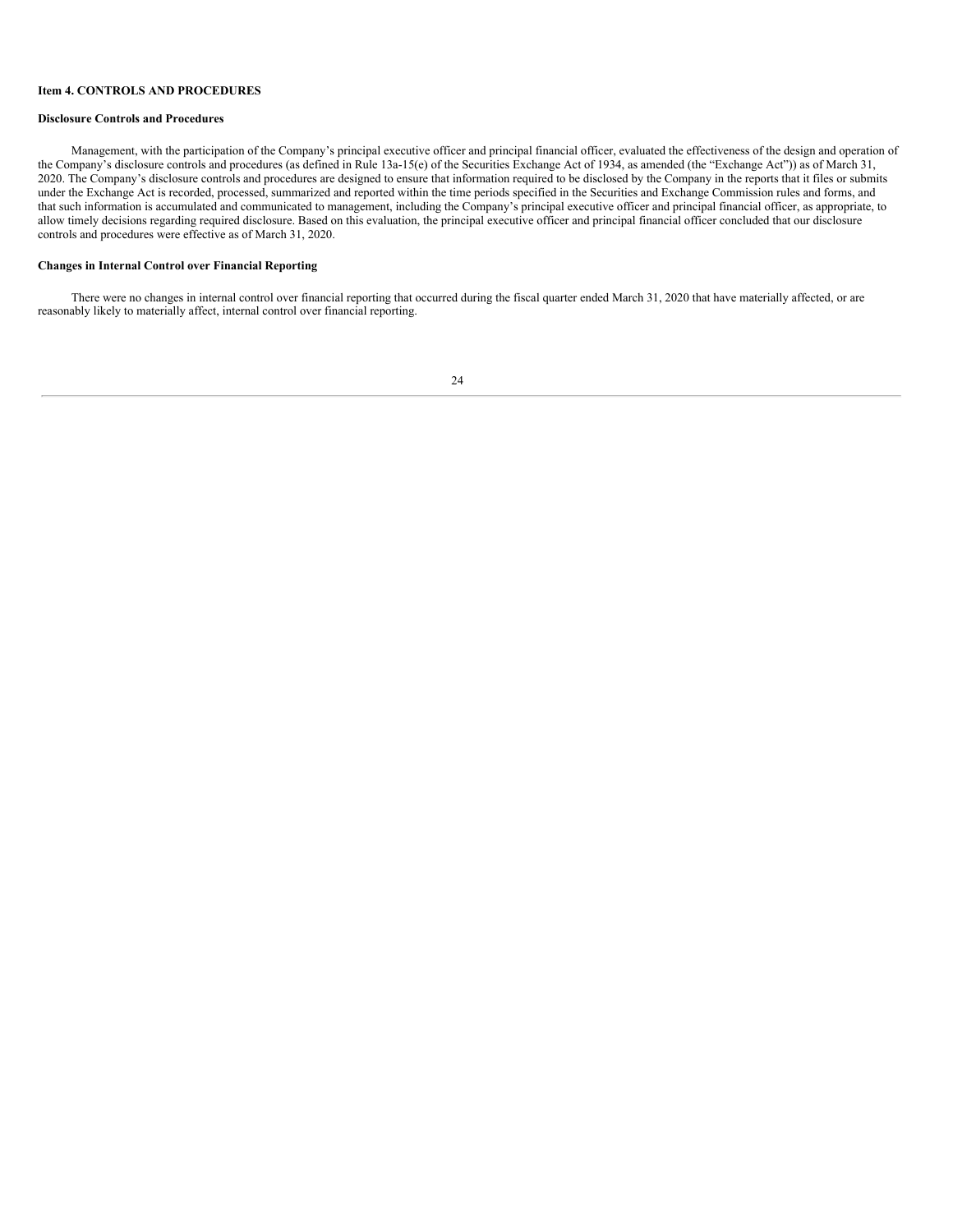## Item 4. CONTROLS AND PROCEDURES

### Disclosure Controls and Procedures

Management, with the participation of the Company's principal executive officer and principal financial officer, evaluated the effectiveness of the design and operation of the Company's disclosure controls and procedures (as defined in Rule 13a-15(e) of the Securities Exchange Act of 1934, as amended (the "Exchange Act")) as of March 31, 2020. The Company's disclosure controls and procedures are designed to ensure that information required to be disclosed by the Company in the reports that it files or submits under the Exchange Act is recorded, processed, summarized and reported within the time periods specified in the Securities and Exchange Commission rules and forms, and that such information is accumulated and communicated to management, including the Company's principal executive officer and principal financial officer, as appropriate, to allow timely decisions regarding required disclosure. Based on this evaluation, the principal executive officer and principal financial officer concluded that our disclosure controls and procedures were effective as of March 31, 2020.

### Changes in Internal Control over Financial Reporting

There were no changes in internal control over financial reporting that occurred during the fiscal quarter ended March 31, 2020 that have materially affected, or are reasonably likely to materially affect, internal control over financial reporting.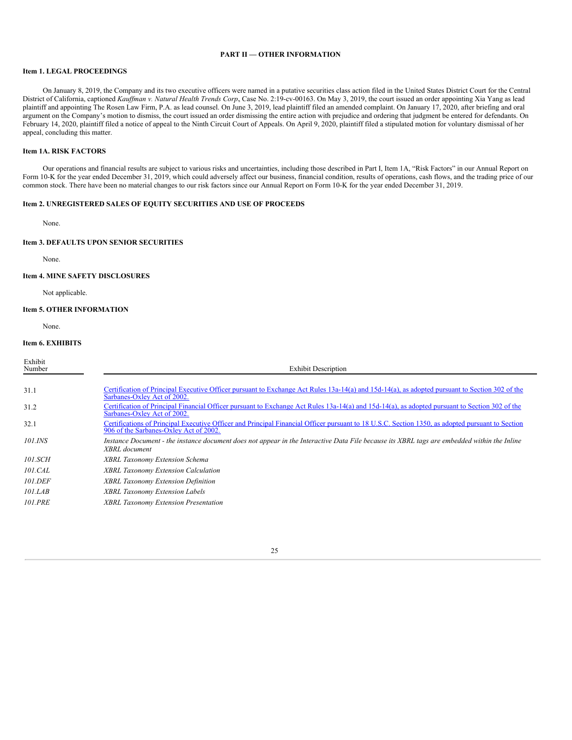## PART II — OTHER INFORMATION

### Item 1. LEGAL PROCEEDINGS

On January 8, 2019, the Company and its two executive officers were named in a putative securities class action filed in the United States District Court for the Central District of California, captioned *Kauffman v. Natural Health Trends Corp*., Case No. 2:19-cv-00163. On May 3, 2019, the court issued an order appointing Xia Yang as lead plaintiff and appointing The Rosen Law Firm, P.A. as lead counsel. On June 3, 2019, lead plaintiff filed an amended complaint. On January 17, 2020, after briefing and oral argument on the Company's motion to dismiss, the court issued an order dismissing the entire action with prejudice and ordering that judgment be entered for defendants. On February 14, 2020, plaintiff filed a notice of appeal to the Ninth Circuit Court of Appeals. On April 9, 2020, plaintiff filed a stipulated motion for voluntary dismissal of her appeal, concluding this matter.

### Item 1A. RISK FACTORS

Our operations and financial results are subject to various risks and uncertainties, including those described in Part I, Item 1A, "Risk Factors" in our Annual Report on Form 10-K for the year ended December 31, 2019, which could adversely affect our business, financial condition, results of operations, cash flows, and the trading price of our common stock. There have been no material changes to our risk factors since our Annual Report on Form 10-K for the year ended December 31, 2019.

### Item 2. UNREGISTERED SALES OF EQUITY SECURITIES AND USE OF PROCEEDS

None.

### Item 3. DEFAULTS UPON SENIOR SECURITIES

None.

### Item 4. MINE SAFETY DISCLOSURES

Not applicable.

### Item 5. OTHER INFORMATION

None.

### Item 6. EXHIBITS

| Exhibit Number | Exhibit Description |
|---|---|
| 31.1 | Certification of Principal Executive Officer pursuant to Exchange Act Rules 13a-14(a) and 15d-14(a), as adopted pursuant to Section 302 of the Sarbanes-Oxley Act of 2002. |
| 31.2 | Certification of Principal Financial Officer pursuant to Exchange Act Rules 13a-14(a) and 15d-14(a), as adopted pursuant to Section 302 of the Sarbanes-Oxley Act of 2002. |
| 32.1 | Certifications of Principal Executive Officer and Principal Financial Officer pursuant to 18 U.S.C. Section 1350, as adopted pursuant to Section 906 of the Sarbanes-Oxley Act of 2002. |
| *101.INS* | *Instance Document - the instance document does not appear in the Interactive Data File because its XBRL tags are embedded within the Inline XBRL document* |
| *101.SCH* | *XBRL Taxonomy Extension Schema* |
| *101.CAL* | *XBRL Taxonomy Extension Calculation* |
| *101.DEF* | *XBRL Taxonomy Extension Definition* |
| *101.LAB* | *XBRL Taxonomy Extension Labels* |
| *101.PRE* | *XBRL Taxonomy Extension Presentation* |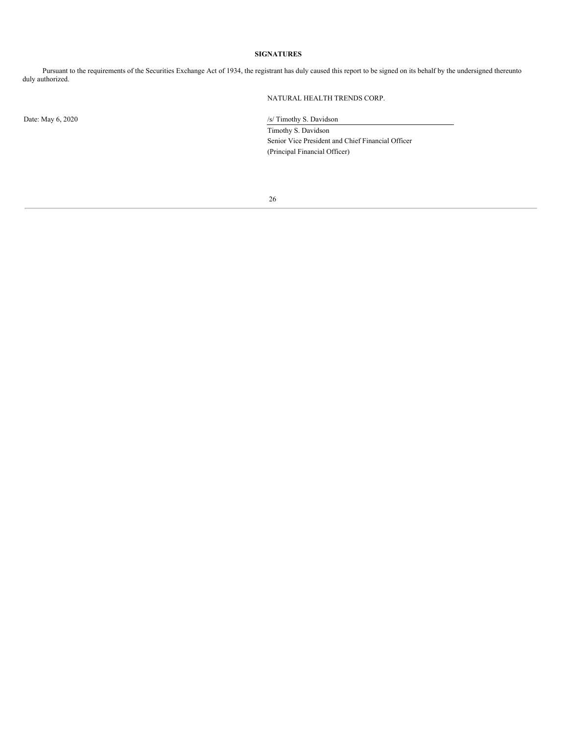# SIGNATURES

Pursuant to the requirements of the Securities Exchange Act of 1934, the registrant has duly caused this report to be signed on its behalf by the undersigned thereunto duly authorized.

NATURAL HEALTH TRENDS CORP.

Date: May 6, 2020

/s/ Timothy S. Davidson

Timothy S. Davidson
Senior Vice President and Chief Financial Officer
(Principal Financial Officer)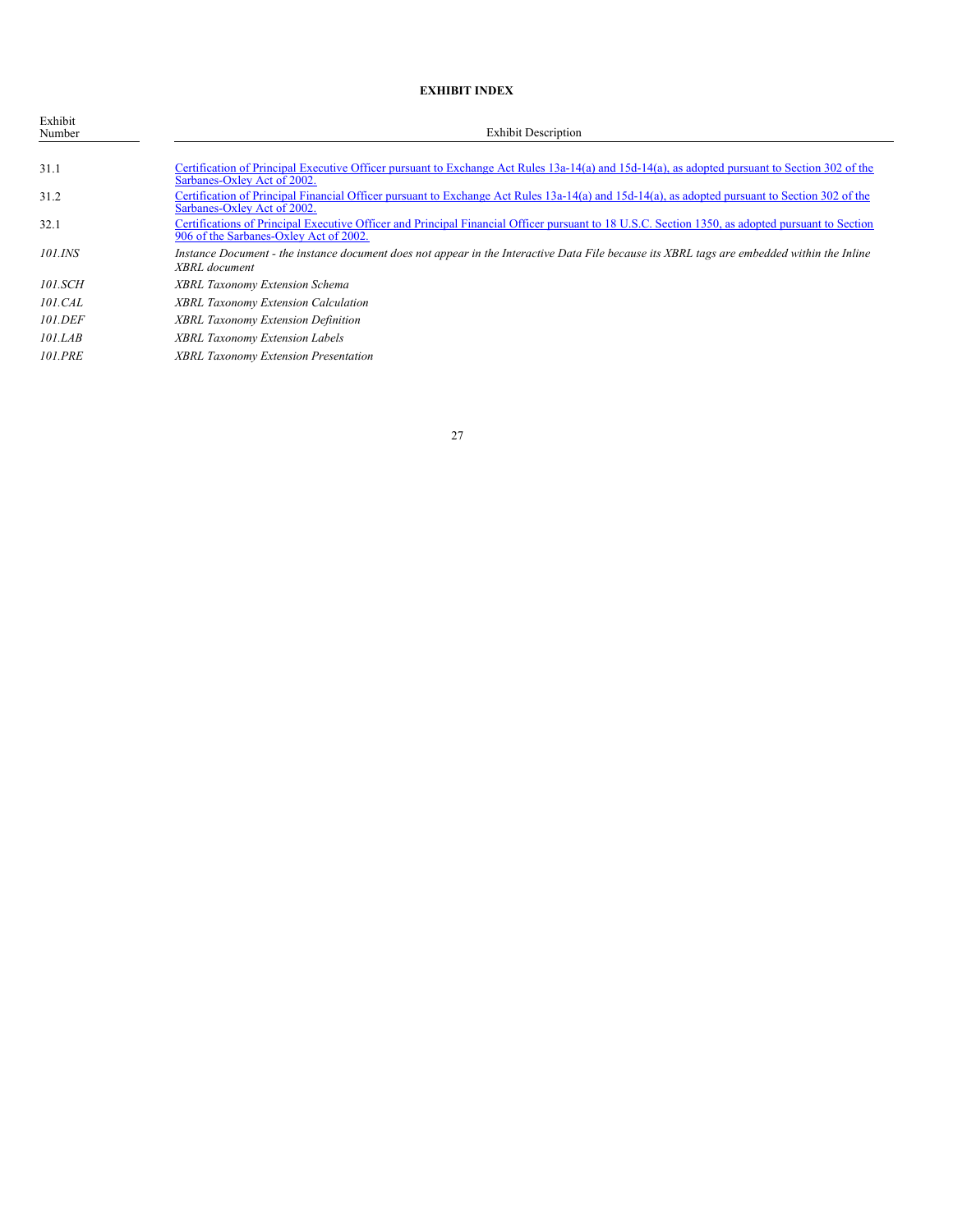**EXHIBIT INDEX**

| Exhibit Number | Exhibit Description |
|---|---|
| 31.1 | Certification of Principal Executive Officer pursuant to Exchange Act Rules 13a-14(a) and 15d-14(a), as adopted pursuant to Section 302 of the Sarbanes-Oxley Act of 2002. |
| 31.2 | Certification of Principal Financial Officer pursuant to Exchange Act Rules 13a-14(a) and 15d-14(a), as adopted pursuant to Section 302 of the Sarbanes-Oxley Act of 2002. |
| 32.1 | Certifications of Principal Executive Officer and Principal Financial Officer pursuant to 18 U.S.C. Section 1350, as adopted pursuant to Section 906 of the Sarbanes-Oxley Act of 2002. |
| *101.INS* | *Instance Document - the instance document does not appear in the Interactive Data File because its XBRL tags are embedded within the Inline XBRL document* |
| *101.SCH* | *XBRL Taxonomy Extension Schema* |
| *101.CAL* | *XBRL Taxonomy Extension Calculation* |
| *101.DEF* | *XBRL Taxonomy Extension Definition* |
| *101.LAB* | *XBRL Taxonomy Extension Labels* |
| *101.PRE* | *XBRL Taxonomy Extension Presentation* |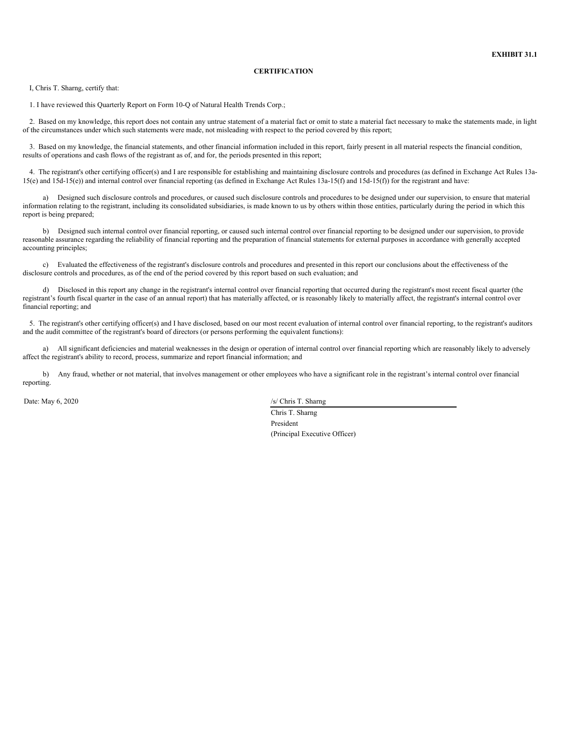**EXHIBIT 31.1**

**CERTIFICATION**

I, Chris T. Sharng, certify that:

1. I have reviewed this Quarterly Report on Form 10-Q of Natural Health Trends Corp.;

2. Based on my knowledge, this report does not contain any untrue statement of a material fact or omit to state a material fact necessary to make the statements made, in light of the circumstances under which such statements were made, not misleading with respect to the period covered by this report;

3. Based on my knowledge, the financial statements, and other financial information included in this report, fairly present in all material respects the financial condition, results of operations and cash flows of the registrant as of, and for, the periods presented in this report;

4. The registrant's other certifying officer(s) and I are responsible for establishing and maintaining disclosure controls and procedures (as defined in Exchange Act Rules 13a-15(e) and 15d-15(e)) and internal control over financial reporting (as defined in Exchange Act Rules 13a-15(f) and 15d-15(f)) for the registrant and have:

a) Designed such disclosure controls and procedures, or caused such disclosure controls and procedures to be designed under our supervision, to ensure that material information relating to the registrant, including its consolidated subsidiaries, is made known to us by others within those entities, particularly during the period in which this report is being prepared;

b) Designed such internal control over financial reporting, or caused such internal control over financial reporting to be designed under our supervision, to provide reasonable assurance regarding the reliability of financial reporting and the preparation of financial statements for external purposes in accordance with generally accepted accounting principles;

c) Evaluated the effectiveness of the registrant's disclosure controls and procedures and presented in this report our conclusions about the effectiveness of the disclosure controls and procedures, as of the end of the period covered by this report based on such evaluation; and

d) Disclosed in this report any change in the registrant's internal control over financial reporting that occurred during the registrant's most recent fiscal quarter (the registrant's fourth fiscal quarter in the case of an annual report) that has materially affected, or is reasonably likely to materially affect, the registrant's internal control over financial reporting; and

5. The registrant's other certifying officer(s) and I have disclosed, based on our most recent evaluation of internal control over financial reporting, to the registrant's auditors and the audit committee of the registrant's board of directors (or persons performing the equivalent functions):

a) All significant deficiencies and material weaknesses in the design or operation of internal control over financial reporting which are reasonably likely to adversely affect the registrant's ability to record, process, summarize and report financial information; and

b) Any fraud, whether or not material, that involves management or other employees who have a significant role in the registrant's internal control over financial reporting.

Date: May 6, 2020

/s/ Chris T. Sharng
Chris T. Sharng
President
(Principal Executive Officer)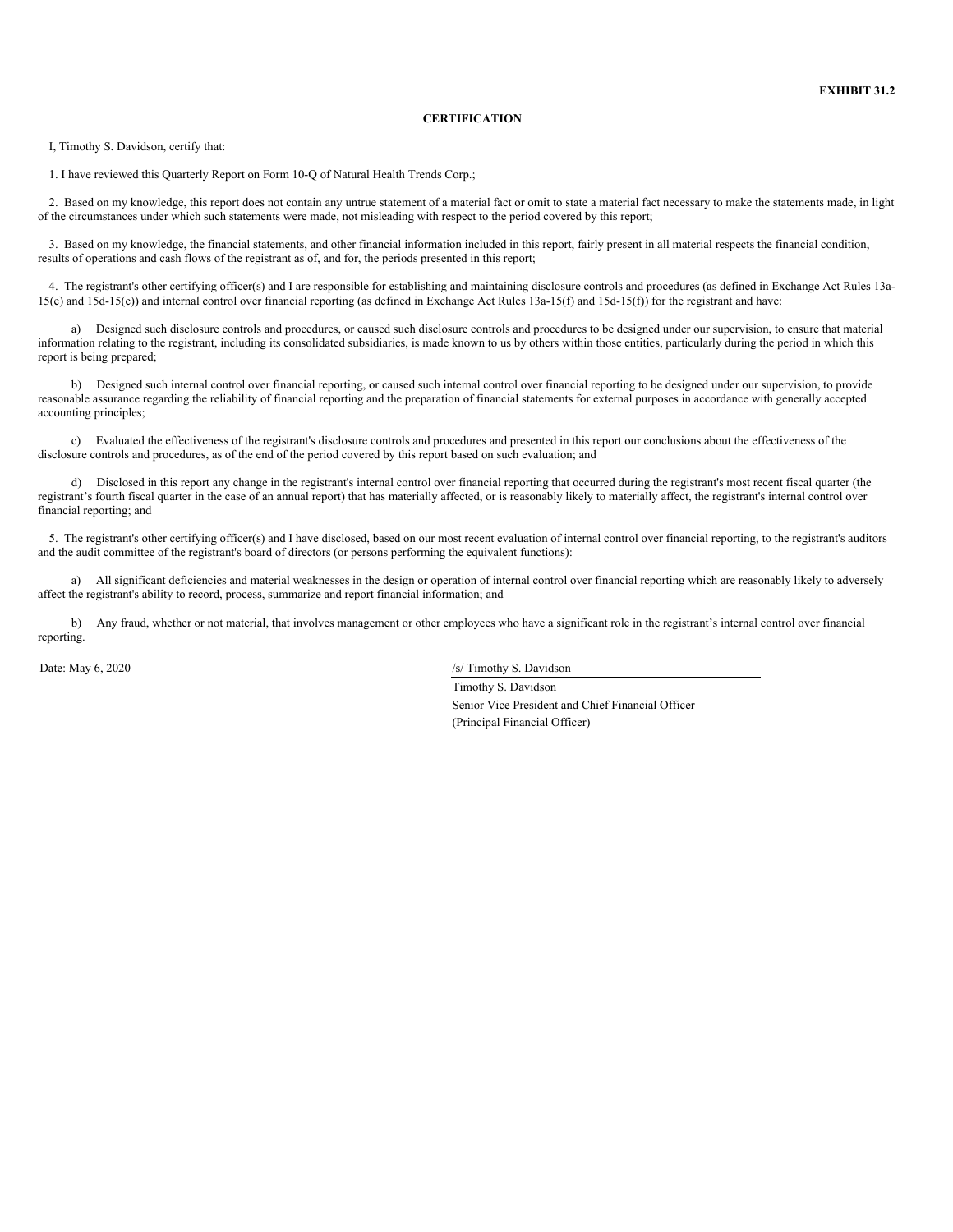**EXHIBIT 31.2**

**CERTIFICATION**

I, Timothy S. Davidson, certify that:

1. I have reviewed this Quarterly Report on Form 10-Q of Natural Health Trends Corp.;

2. Based on my knowledge, this report does not contain any untrue statement of a material fact or omit to state a material fact necessary to make the statements made, in light of the circumstances under which such statements were made, not misleading with respect to the period covered by this report;

3. Based on my knowledge, the financial statements, and other financial information included in this report, fairly present in all material respects the financial condition, results of operations and cash flows of the registrant as of, and for, the periods presented in this report;

4. The registrant's other certifying officer(s) and I are responsible for establishing and maintaining disclosure controls and procedures (as defined in Exchange Act Rules 13a-15(e) and 15d-15(e)) and internal control over financial reporting (as defined in Exchange Act Rules 13a-15(f) and 15d-15(f)) for the registrant and have:

a) Designed such disclosure controls and procedures, or caused such disclosure controls and procedures to be designed under our supervision, to ensure that material information relating to the registrant, including its consolidated subsidiaries, is made known to us by others within those entities, particularly during the period in which this report is being prepared;

b) Designed such internal control over financial reporting, or caused such internal control over financial reporting to be designed under our supervision, to provide reasonable assurance regarding the reliability of financial reporting and the preparation of financial statements for external purposes in accordance with generally accepted accounting principles;

c) Evaluated the effectiveness of the registrant's disclosure controls and procedures and presented in this report our conclusions about the effectiveness of the disclosure controls and procedures, as of the end of the period covered by this report based on such evaluation; and

d) Disclosed in this report any change in the registrant's internal control over financial reporting that occurred during the registrant's most recent fiscal quarter (the registrant's fourth fiscal quarter in the case of an annual report) that has materially affected, or is reasonably likely to materially affect, the registrant's internal control over financial reporting; and

5. The registrant's other certifying officer(s) and I have disclosed, based on our most recent evaluation of internal control over financial reporting, to the registrant's auditors and the audit committee of the registrant's board of directors (or persons performing the equivalent functions):

a) All significant deficiencies and material weaknesses in the design or operation of internal control over financial reporting which are reasonably likely to adversely affect the registrant's ability to record, process, summarize and report financial information; and

b) Any fraud, whether or not material, that involves management or other employees who have a significant role in the registrant's internal control over financial reporting.

Date: May 6, 2020

/s/ Timothy S. Davidson
Timothy S. Davidson
Senior Vice President and Chief Financial Officer
(Principal Financial Officer)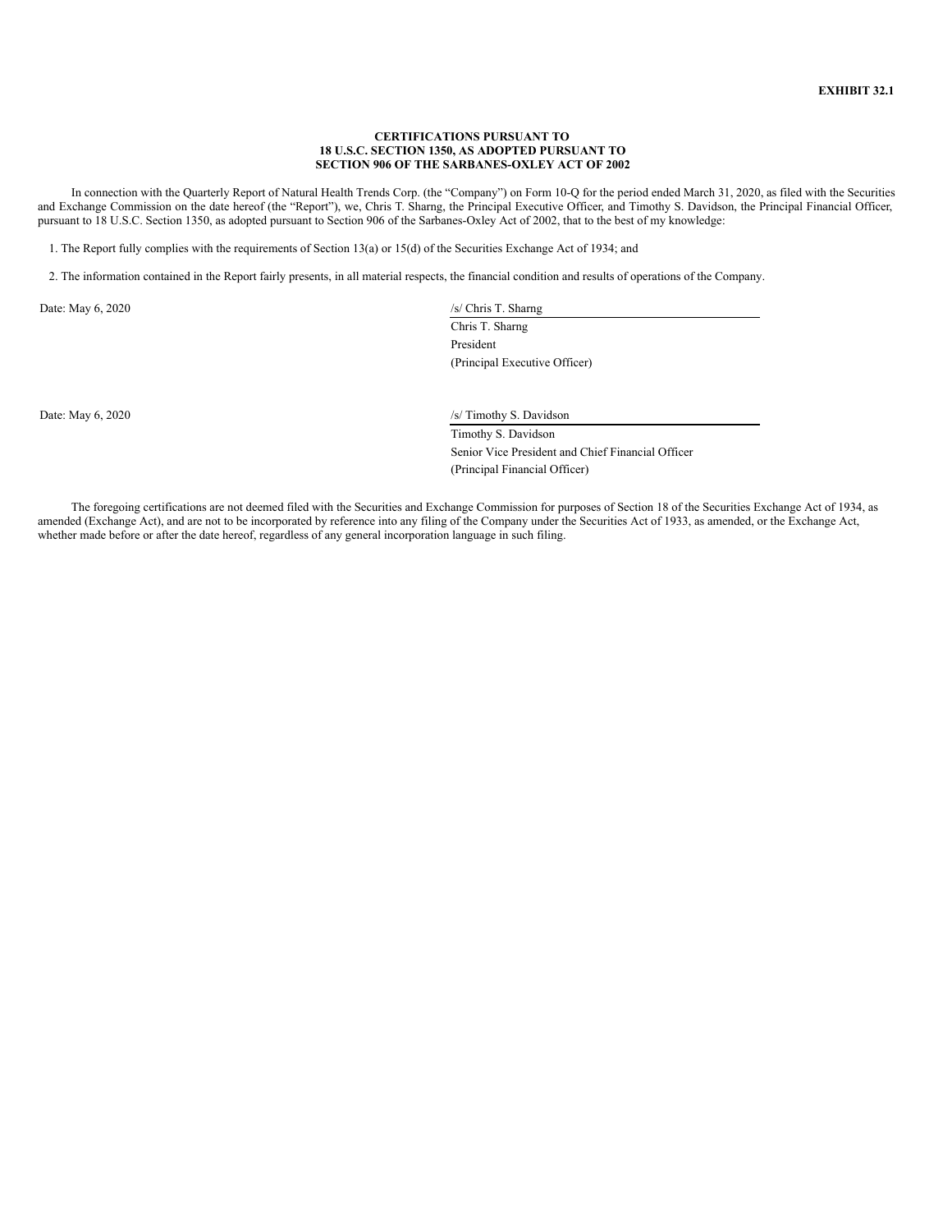**EXHIBIT 32.1**

**CERTIFICATIONS PURSUANT TO**
**18 U.S.C. SECTION 1350, AS ADOPTED PURSUANT TO**
**SECTION 906 OF THE SARBANES-OXLEY ACT OF 2002**

In connection with the Quarterly Report of Natural Health Trends Corp. (the "Company") on Form 10-Q for the period ended March 31, 2020, as filed with the Securities and Exchange Commission on the date hereof (the "Report"), we, Chris T. Sharng, the Principal Executive Officer, and Timothy S. Davidson, the Principal Financial Officer, pursuant to 18 U.S.C. Section 1350, as adopted pursuant to Section 906 of the Sarbanes-Oxley Act of 2002, that to the best of my knowledge:

1. The Report fully complies with the requirements of Section 13(a) or 15(d) of the Securities Exchange Act of 1934; and

2. The information contained in the Report fairly presents, in all material respects, the financial condition and results of operations of the Company.

Date: May 6, 2020

/s/ Chris T. Sharng
Chris T. Sharng
President
(Principal Executive Officer)

Date: May 6, 2020

/s/ Timothy S. Davidson
Timothy S. Davidson
Senior Vice President and Chief Financial Officer
(Principal Financial Officer)

The foregoing certifications are not deemed filed with the Securities and Exchange Commission for purposes of Section 18 of the Securities Exchange Act of 1934, as amended (Exchange Act), and are not to be incorporated by reference into any filing of the Company under the Securities Act of 1933, as amended, or the Exchange Act, whether made before or after the date hereof, regardless of any general incorporation language in such filing.